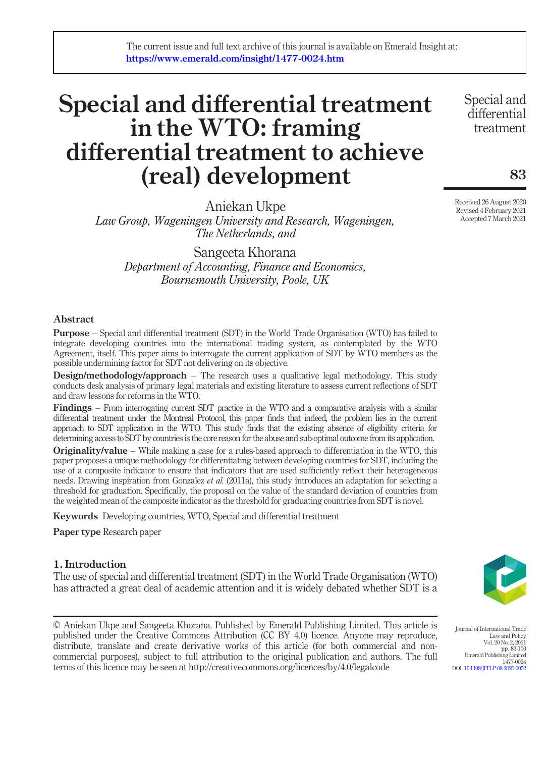The current issue and full text archive of this journal is available on Emerald Insight at: https://www.emerald.com/insight/1477-0024.htm

# Special and differential treatment in the WTO: framing differential treatment to achieve (real) development

Aniekan Ukpe
*Law Group, Wageningen University and Research, Wageningen, The Netherlands, and*

Sangeeta Khorana
*Department of Accounting, Finance and Economics, Bournemouth University, Poole, UK*

Received 26 August 2020
Revised 4 February 2021
Accepted 7 March 2021

## Abstract

**Purpose** – Special and differential treatment (SDT) in the World Trade Organisation (WTO) has failed to integrate developing countries into the international trading system, as contemplated by the WTO Agreement, itself. This paper aims to interrogate the current application of SDT by WTO members as the possible undermining factor for SDT not delivering on its objective.

**Design/methodology/approach** – The research uses a qualitative legal methodology. This study conducts desk analysis of primary legal materials and existing literature to assess current reflections of SDT and draw lessons for reforms in the WTO.

**Findings** – From interrogating current SDT practice in the WTO and a comparative analysis with a similar differential treatment under the Montreal Protocol, this paper finds that indeed, the problem lies in the current approach to SDT application in the WTO. This study finds that the existing absence of eligibility criteria for determining access to SDT by countries is the core reason for the abuse and sub-optimal outcome from its application.

**Originality/value** – While making a case for a rules-based approach to differentiation in the WTO, this paper proposes a unique methodology for differentiating between developing countries for SDT, including the use of a composite indicator to ensure that indicators that are used sufficiently reflect their heterogeneous needs. Drawing inspiration from Gonzalez *et al.* (2011a), this study introduces an adaptation for selecting a threshold for graduation. Specifically, the proposal on the value of the standard deviation of countries from the weighted mean of the composite indicator as the threshold for graduating countries from SDT is novel.

**Keywords** Developing countries, WTO, Special and differential treatment

**Paper type** Research paper

## 1. Introduction

The use of special and differential treatment (SDT) in the World Trade Organisation (WTO) has attracted a great deal of academic attention and it is widely debated whether SDT is a

© Aniekan Ukpe and Sangeeta Khorana. Published by Emerald Publishing Limited. This article is published under the Creative Commons Attribution (CC BY 4.0) licence. Anyone may reproduce, distribute, translate and create derivative works of this article (for both commercial and non-commercial purposes), subject to full attribution to the original publication and authors. The full terms of this licence may be seen at http://creativecommons.org/licences/by/4.0/legalcode

Journal of International Trade Law and Policy
Vol. 20 No. 2, 2021
pp. 83-100
Emerald Publishing Limited
1477-0024
DOI 10.1108/JITLP-08-2020-0052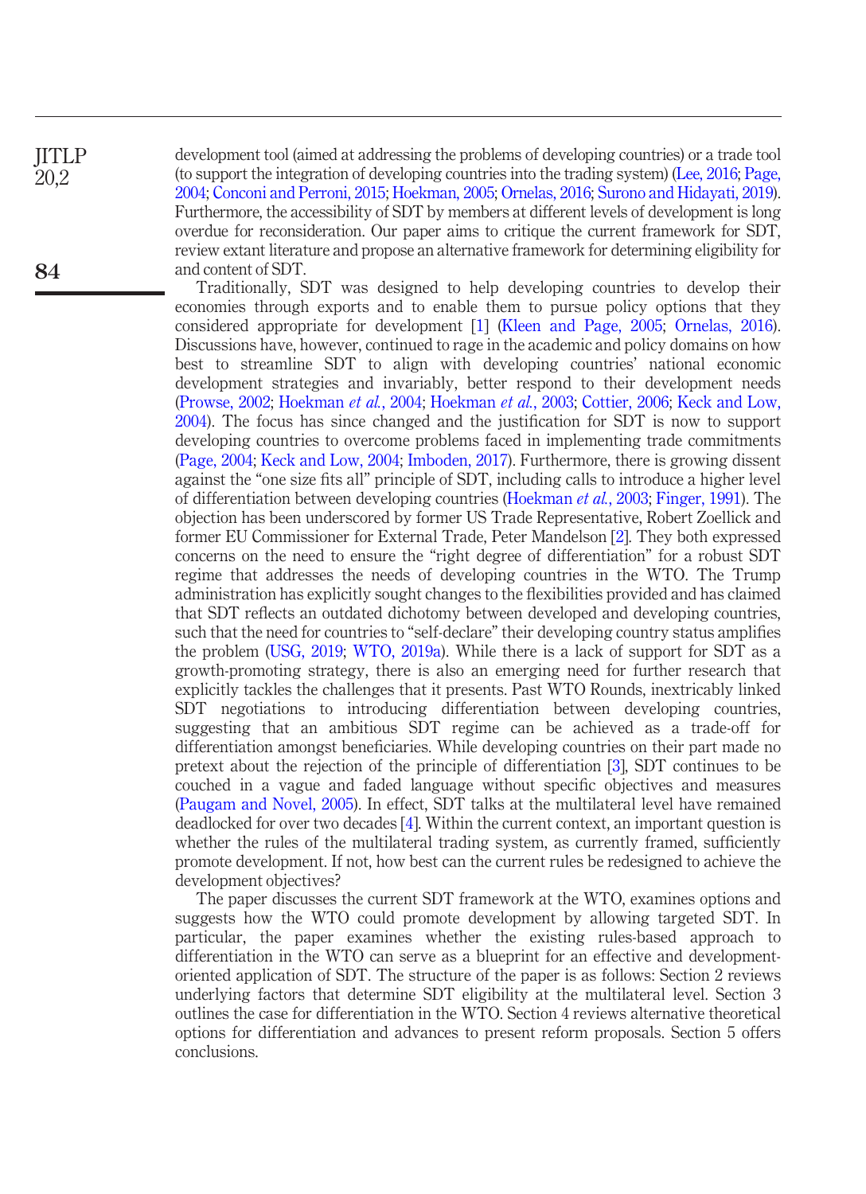development tool (aimed at addressing the problems of developing countries) or a trade tool (to support the integration of developing countries into the trading system) (Lee, 2016; Page, 2004; Conconi and Perroni, 2015; Hoekman, 2005; Ornelas, 2016; Surono and Hidayati, 2019). Furthermore, the accessibility of SDT by members at different levels of development is long overdue for reconsideration. Our paper aims to critique the current framework for SDT, review extant literature and propose an alternative framework for determining eligibility for and content of SDT.

Traditionally, SDT was designed to help developing countries to develop their economies through exports and to enable them to pursue policy options that they considered appropriate for development [1] (Kleen and Page, 2005; Ornelas, 2016). Discussions have, however, continued to rage in the academic and policy domains on how best to streamline SDT to align with developing countries' national economic development strategies and invariably, better respond to their development needs (Prowse, 2002; Hoekman *et al.*, 2004; Hoekman *et al.*, 2003; Cottier, 2006; Keck and Low, 2004). The focus has since changed and the justification for SDT is now to support developing countries to overcome problems faced in implementing trade commitments (Page, 2004; Keck and Low, 2004; Imboden, 2017). Furthermore, there is growing dissent against the "one size fits all" principle of SDT, including calls to introduce a higher level of differentiation between developing countries (Hoekman *et al.*, 2003; Finger, 1991). The objection has been underscored by former US Trade Representative, Robert Zoellick and former EU Commissioner for External Trade, Peter Mandelson [2]. They both expressed concerns on the need to ensure the "right degree of differentiation" for a robust SDT regime that addresses the needs of developing countries in the WTO. The Trump administration has explicitly sought changes to the flexibilities provided and has claimed that SDT reflects an outdated dichotomy between developed and developing countries, such that the need for countries to "self-declare" their developing country status amplifies the problem (USG, 2019; WTO, 2019a). While there is a lack of support for SDT as a growth-promoting strategy, there is also an emerging need for further research that explicitly tackles the challenges that it presents. Past WTO Rounds, inextricably linked SDT negotiations to introducing differentiation between developing countries, suggesting that an ambitious SDT regime can be achieved as a trade-off for differentiation amongst beneficiaries. While developing countries on their part made no pretext about the rejection of the principle of differentiation [3], SDT continues to be couched in a vague and faded language without specific objectives and measures (Paugam and Novel, 2005). In effect, SDT talks at the multilateral level have remained deadlocked for over two decades [4]. Within the current context, an important question is whether the rules of the multilateral trading system, as currently framed, sufficiently promote development. If not, how best can the current rules be redesigned to achieve the development objectives?

The paper discusses the current SDT framework at the WTO, examines options and suggests how the WTO could promote development by allowing targeted SDT. In particular, the paper examines whether the existing rules-based approach to differentiation in the WTO can serve as a blueprint for an effective and development-oriented application of SDT. The structure of the paper is as follows: Section 2 reviews underlying factors that determine SDT eligibility at the multilateral level. Section 3 outlines the case for differentiation in the WTO. Section 4 reviews alternative theoretical options for differentiation and advances to present reform proposals. Section 5 offers conclusions.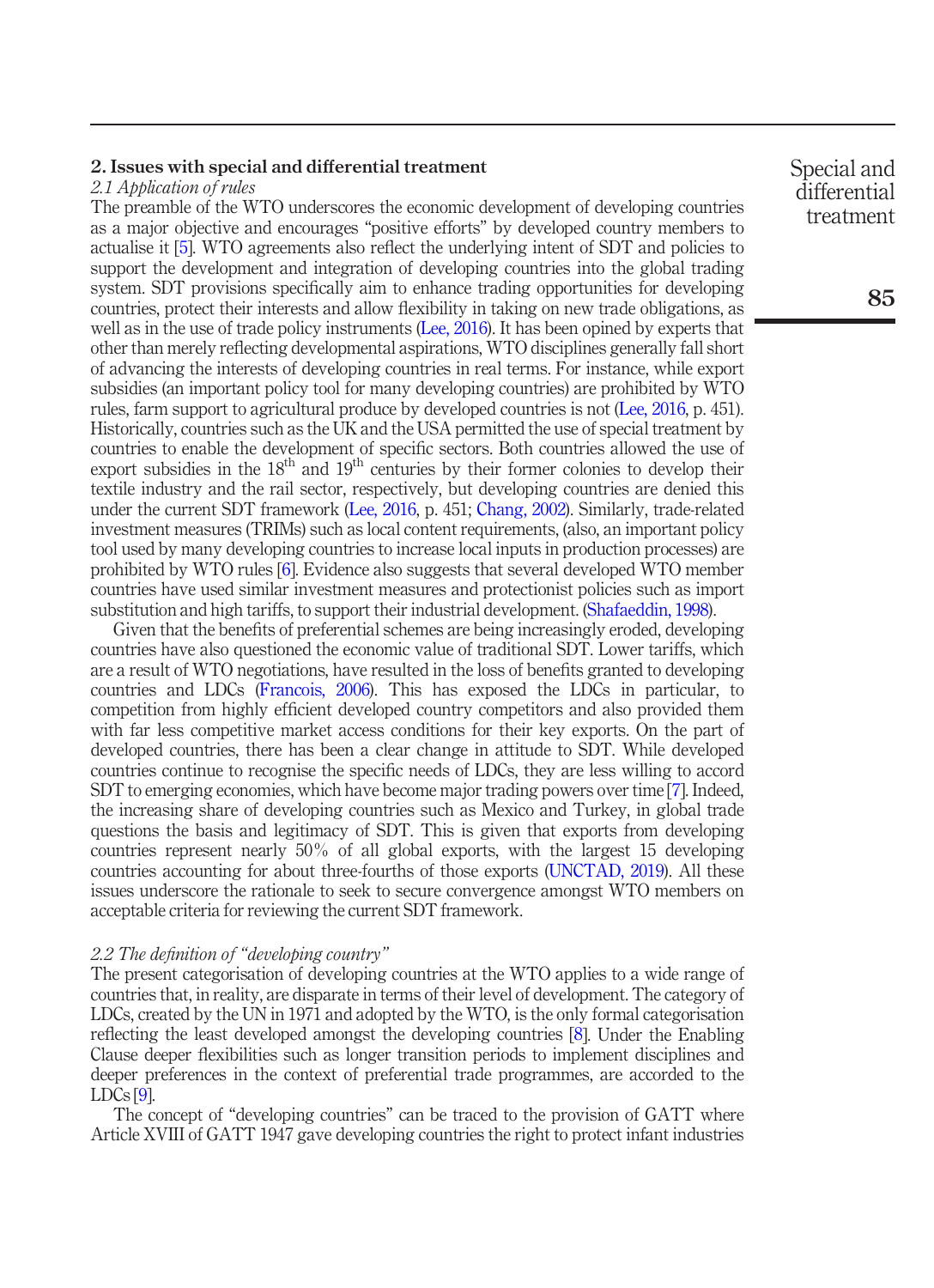## 2. Issues with special and differential treatment

### *2.1 Application of rules*

The preamble of the WTO underscores the economic development of developing countries as a major objective and encourages "positive efforts" by developed country members to actualise it [5]. WTO agreements also reflect the underlying intent of SDT and policies to support the development and integration of developing countries into the global trading system. SDT provisions specifically aim to enhance trading opportunities for developing countries, protect their interests and allow flexibility in taking on new trade obligations, as well as in the use of trade policy instruments (Lee, 2016). It has been opined by experts that other than merely reflecting developmental aspirations, WTO disciplines generally fall short of advancing the interests of developing countries in real terms. For instance, while export subsidies (an important policy tool for many developing countries) are prohibited by WTO rules, farm support to agricultural produce by developed countries is not (Lee, 2016, p. 451). Historically, countries such as the UK and the USA permitted the use of special treatment by countries to enable the development of specific sectors. Both countries allowed the use of export subsidies in the 18th and 19th centuries by their former colonies to develop their textile industry and the rail sector, respectively, but developing countries are denied this under the current SDT framework (Lee, 2016, p. 451; Chang, 2002). Similarly, trade-related investment measures (TRIMs) such as local content requirements, (also, an important policy tool used by many developing countries to increase local inputs in production processes) are prohibited by WTO rules [6]. Evidence also suggests that several developed WTO member countries have used similar investment measures and protectionist policies such as import substitution and high tariffs, to support their industrial development. (Shafaeddin, 1998).

Given that the benefits of preferential schemes are being increasingly eroded, developing countries have also questioned the economic value of traditional SDT. Lower tariffs, which are a result of WTO negotiations, have resulted in the loss of benefits granted to developing countries and LDCs (Francois, 2006). This has exposed the LDCs in particular, to competition from highly efficient developed country competitors and also provided them with far less competitive market access conditions for their key exports. On the part of developed countries, there has been a clear change in attitude to SDT. While developed countries continue to recognise the specific needs of LDCs, they are less willing to accord SDT to emerging economies, which have become major trading powers over time [7]. Indeed, the increasing share of developing countries such as Mexico and Turkey, in global trade questions the basis and legitimacy of SDT. This is given that exports from developing countries represent nearly 50% of all global exports, with the largest 15 developing countries accounting for about three-fourths of those exports (UNCTAD, 2019). All these issues underscore the rationale to seek to secure convergence amongst WTO members on acceptable criteria for reviewing the current SDT framework.

### *2.2 The definition of "developing country"*

The present categorisation of developing countries at the WTO applies to a wide range of countries that, in reality, are disparate in terms of their level of development. The category of LDCs, created by the UN in 1971 and adopted by the WTO, is the only formal categorisation reflecting the least developed amongst the developing countries [8]. Under the Enabling Clause deeper flexibilities such as longer transition periods to implement disciplines and deeper preferences in the context of preferential trade programmes, are accorded to the LDCs [9].

The concept of "developing countries" can be traced to the provision of GATT where Article XVIII of GATT 1947 gave developing countries the right to protect infant industries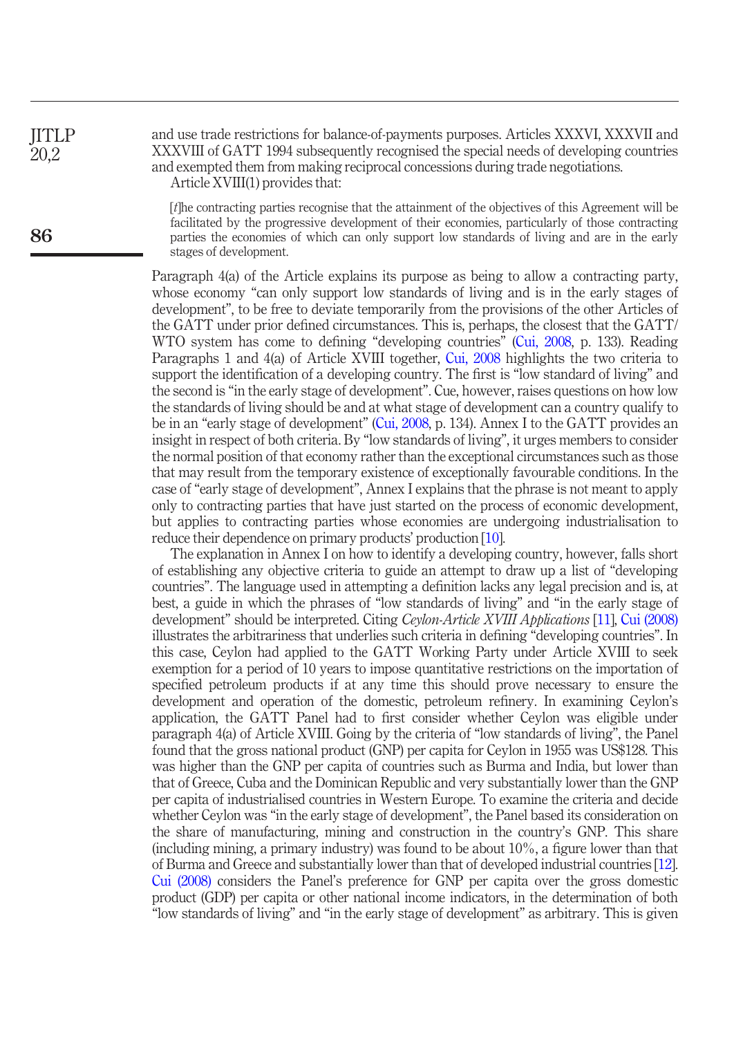and use trade restrictions for balance-of-payments purposes. Articles XXXVI, XXXVII and XXXVIII of GATT 1994 subsequently recognised the special needs of developing countries and exempted them from making reciprocal concessions during trade negotiations.

Article XVIII(1) provides that:

> [*t*]he contracting parties recognise that the attainment of the objectives of this Agreement will be facilitated by the progressive development of their economies, particularly of those contracting parties the economies of which can only support low standards of living and are in the early stages of development.

Paragraph 4(a) of the Article explains its purpose as being to allow a contracting party, whose economy "can only support low standards of living and is in the early stages of development", to be free to deviate temporarily from the provisions of the other Articles of the GATT under prior defined circumstances. This is, perhaps, the closest that the GATT/WTO system has come to defining "developing countries" (Cui, 2008, p. 133). Reading Paragraphs 1 and 4(a) of Article XVIII together, Cui, 2008 highlights the two criteria to support the identification of a developing country. The first is "low standard of living" and the second is "in the early stage of development". Cue, however, raises questions on how low the standards of living should be and at what stage of development can a country qualify to be in an "early stage of development" (Cui, 2008, p. 134). Annex I to the GATT provides an insight in respect of both criteria. By "low standards of living", it urges members to consider the normal position of that economy rather than the exceptional circumstances such as those that may result from the temporary existence of exceptionally favourable conditions. In the case of "early stage of development", Annex I explains that the phrase is not meant to apply only to contracting parties that have just started on the process of economic development, but applies to contracting parties whose economies are undergoing industrialisation to reduce their dependence on primary products' production [10].

The explanation in Annex I on how to identify a developing country, however, falls short of establishing any objective criteria to guide an attempt to draw up a list of "developing countries". The language used in attempting a definition lacks any legal precision and is, at best, a guide in which the phrases of "low standards of living" and "in the early stage of development" should be interpreted. Citing *Ceylon-Article XVIII Applications* [11], Cui (2008) illustrates the arbitrariness that underlies such criteria in defining "developing countries". In this case, Ceylon had applied to the GATT Working Party under Article XVIII to seek exemption for a period of 10 years to impose quantitative restrictions on the importation of specified petroleum products if at any time this should prove necessary to ensure the development and operation of the domestic, petroleum refinery. In examining Ceylon's application, the GATT Panel had to first consider whether Ceylon was eligible under paragraph 4(a) of Article XVIII. Going by the criteria of "low standards of living", the Panel found that the gross national product (GNP) per capita for Ceylon in 1955 was US$128. This was higher than the GNP per capita of countries such as Burma and India, but lower than that of Greece, Cuba and the Dominican Republic and very substantially lower than the GNP per capita of industrialised countries in Western Europe. To examine the criteria and decide whether Ceylon was "in the early stage of development", the Panel based its consideration on the share of manufacturing, mining and construction in the country's GNP. This share (including mining, a primary industry) was found to be about 10%, a figure lower than that of Burma and Greece and substantially lower than that of developed industrial countries [12]. Cui (2008) considers the Panel's preference for GNP per capita over the gross domestic product (GDP) per capita or other national income indicators, in the determination of both "low standards of living" and "in the early stage of development" as arbitrary. This is given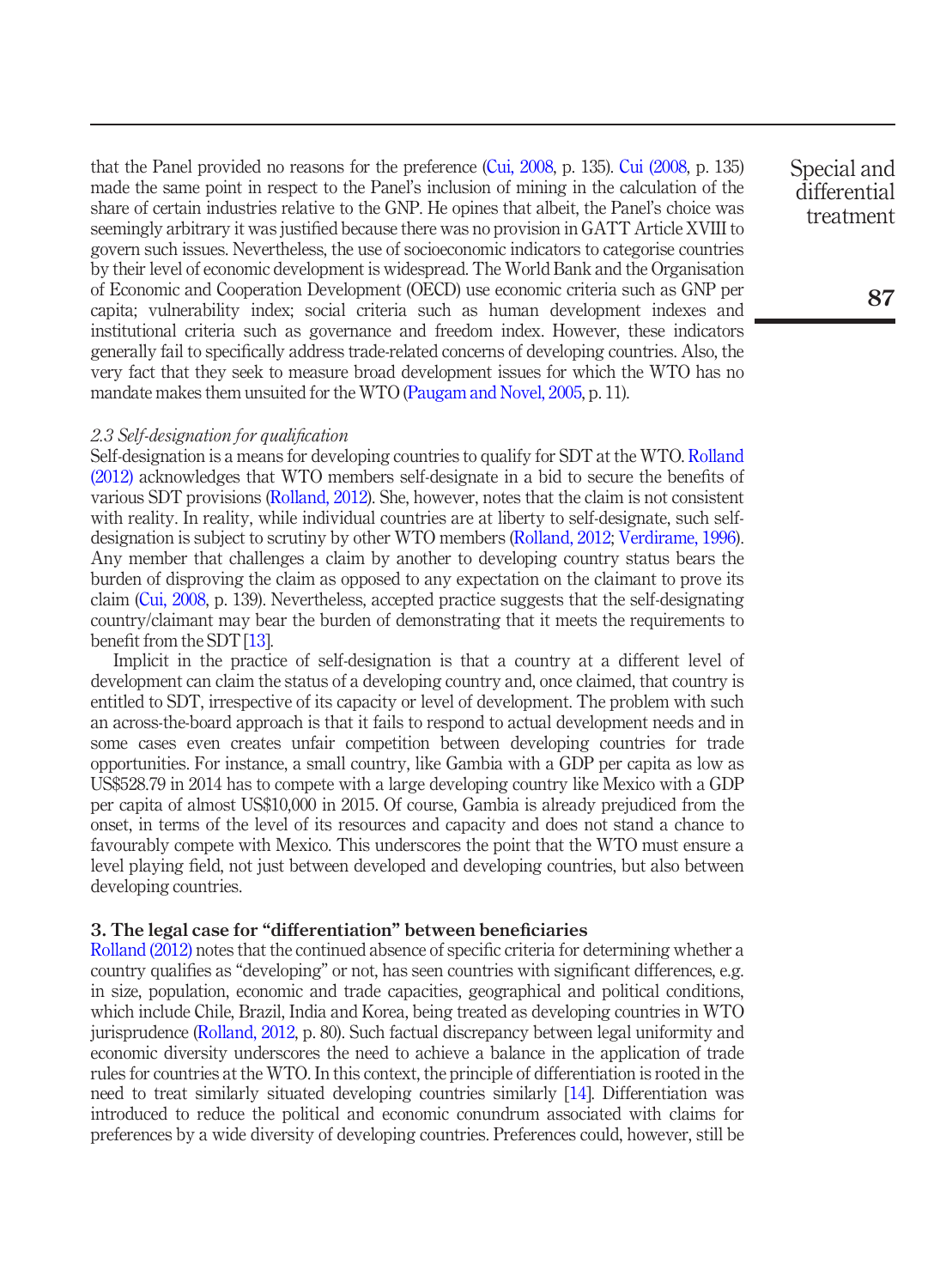that the Panel provided no reasons for the preference (Cui, 2008, p. 135). Cui (2008, p. 135) made the same point in respect to the Panel's inclusion of mining in the calculation of the share of certain industries relative to the GNP. He opines that albeit, the Panel's choice was seemingly arbitrary it was justified because there was no provision in GATT Article XVIII to govern such issues. Nevertheless, the use of socioeconomic indicators to categorise countries by their level of economic development is widespread. The World Bank and the Organisation of Economic and Cooperation Development (OECD) use economic criteria such as GNP per capita; vulnerability index; social criteria such as human development indexes and institutional criteria such as governance and freedom index. However, these indicators generally fail to specifically address trade-related concerns of developing countries. Also, the very fact that they seek to measure broad development issues for which the WTO has no mandate makes them unsuited for the WTO (Paugam and Novel, 2005, p. 11).

### *2.3 Self-designation for qualification*

Self-designation is a means for developing countries to qualify for SDT at the WTO. Rolland (2012) acknowledges that WTO members self-designate in a bid to secure the benefits of various SDT provisions (Rolland, 2012). She, however, notes that the claim is not consistent with reality. In reality, while individual countries are at liberty to self-designate, such self-designation is subject to scrutiny by other WTO members (Rolland, 2012; Verdirame, 1996). Any member that challenges a claim by another to developing country status bears the burden of disproving the claim as opposed to any expectation on the claimant to prove its claim (Cui, 2008, p. 139). Nevertheless, accepted practice suggests that the self-designating country/claimant may bear the burden of demonstrating that it meets the requirements to benefit from the SDT [13].

Implicit in the practice of self-designation is that a country at a different level of development can claim the status of a developing country and, once claimed, that country is entitled to SDT, irrespective of its capacity or level of development. The problem with such an across-the-board approach is that it fails to respond to actual development needs and in some cases even creates unfair competition between developing countries for trade opportunities. For instance, a small country, like Gambia with a GDP per capita as low as US$528.79 in 2014 has to compete with a large developing country like Mexico with a GDP per capita of almost US$10,000 in 2015. Of course, Gambia is already prejudiced from the onset, in terms of the level of its resources and capacity and does not stand a chance to favourably compete with Mexico. This underscores the point that the WTO must ensure a level playing field, not just between developed and developing countries, but also between developing countries.

## 3. The legal case for "differentiation" between beneficiaries

Rolland (2012) notes that the continued absence of specific criteria for determining whether a country qualifies as "developing" or not, has seen countries with significant differences, e.g. in size, population, economic and trade capacities, geographical and political conditions, which include Chile, Brazil, India and Korea, being treated as developing countries in WTO jurisprudence (Rolland, 2012, p. 80). Such factual discrepancy between legal uniformity and economic diversity underscores the need to achieve a balance in the application of trade rules for countries at the WTO. In this context, the principle of differentiation is rooted in the need to treat similarly situated developing countries similarly [14]. Differentiation was introduced to reduce the political and economic conundrum associated with claims for preferences by a wide diversity of developing countries. Preferences could, however, still be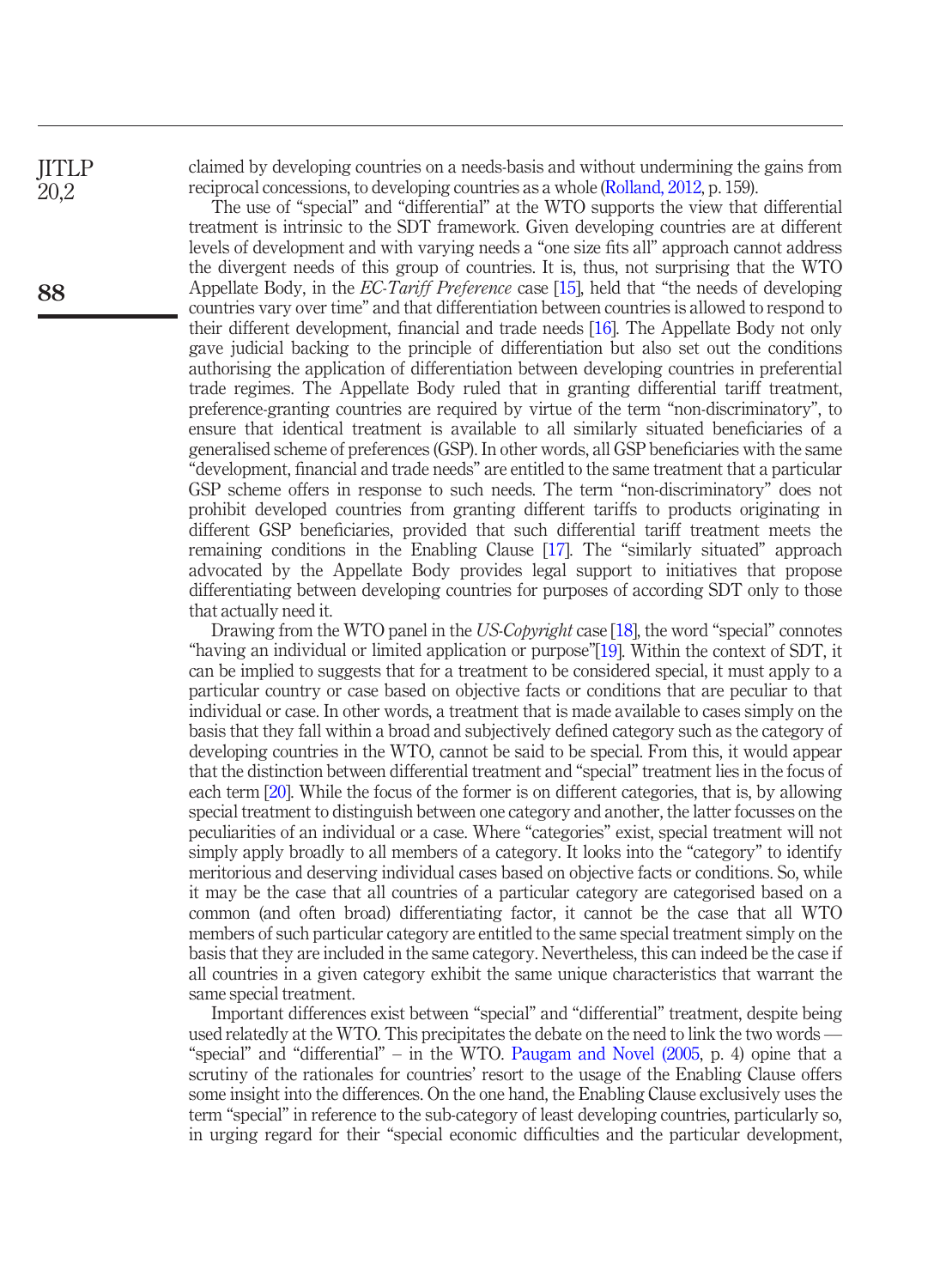claimed by developing countries on a needs-basis and without undermining the gains from reciprocal concessions, to developing countries as a whole (Rolland, 2012, p. 159).

The use of "special" and "differential" at the WTO supports the view that differential treatment is intrinsic to the SDT framework. Given developing countries are at different levels of development and with varying needs a "one size fits all" approach cannot address the divergent needs of this group of countries. It is, thus, not surprising that the WTO Appellate Body, in the *EC-Tariff Preference* case [15], held that "the needs of developing countries vary over time" and that differentiation between countries is allowed to respond to their different development, financial and trade needs [16]. The Appellate Body not only gave judicial backing to the principle of differentiation but also set out the conditions authorising the application of differentiation between developing countries in preferential trade regimes. The Appellate Body ruled that in granting differential tariff treatment, preference-granting countries are required by virtue of the term "non-discriminatory", to ensure that identical treatment is available to all similarly situated beneficiaries of a generalised scheme of preferences (GSP). In other words, all GSP beneficiaries with the same "development, financial and trade needs" are entitled to the same treatment that a particular GSP scheme offers in response to such needs. The term "non-discriminatory" does not prohibit developed countries from granting different tariffs to products originating in different GSP beneficiaries, provided that such differential tariff treatment meets the remaining conditions in the Enabling Clause [17]. The "similarly situated" approach advocated by the Appellate Body provides legal support to initiatives that propose differentiating between developing countries for purposes of according SDT only to those that actually need it.

Drawing from the WTO panel in the *US-Copyright* case [18], the word "special" connotes "having an individual or limited application or purpose"[19]. Within the context of SDT, it can be implied to suggests that for a treatment to be considered special, it must apply to a particular country or case based on objective facts or conditions that are peculiar to that individual or case. In other words, a treatment that is made available to cases simply on the basis that they fall within a broad and subjectively defined category such as the category of developing countries in the WTO, cannot be said to be special. From this, it would appear that the distinction between differential treatment and "special" treatment lies in the focus of each term [20]. While the focus of the former is on different categories, that is, by allowing special treatment to distinguish between one category and another, the latter focusses on the peculiarities of an individual or a case. Where "categories" exist, special treatment will not simply apply broadly to all members of a category. It looks into the "category" to identify meritorious and deserving individual cases based on objective facts or conditions. So, while it may be the case that all countries of a particular category are categorised based on a common (and often broad) differentiating factor, it cannot be the case that all WTO members of such particular category are entitled to the same special treatment simply on the basis that they are included in the same category. Nevertheless, this can indeed be the case if all countries in a given category exhibit the same unique characteristics that warrant the same special treatment.

Important differences exist between "special" and "differential" treatment, despite being used relatedly at the WTO. This precipitates the debate on the need to link the two words — "special" and "differential" – in the WTO. Paugam and Novel (2005, p. 4) opine that a scrutiny of the rationales for countries' resort to the usage of the Enabling Clause offers some insight into the differences. On the one hand, the Enabling Clause exclusively uses the term "special" in reference to the sub-category of least developing countries, particularly so, in urging regard for their "special economic difficulties and the particular development,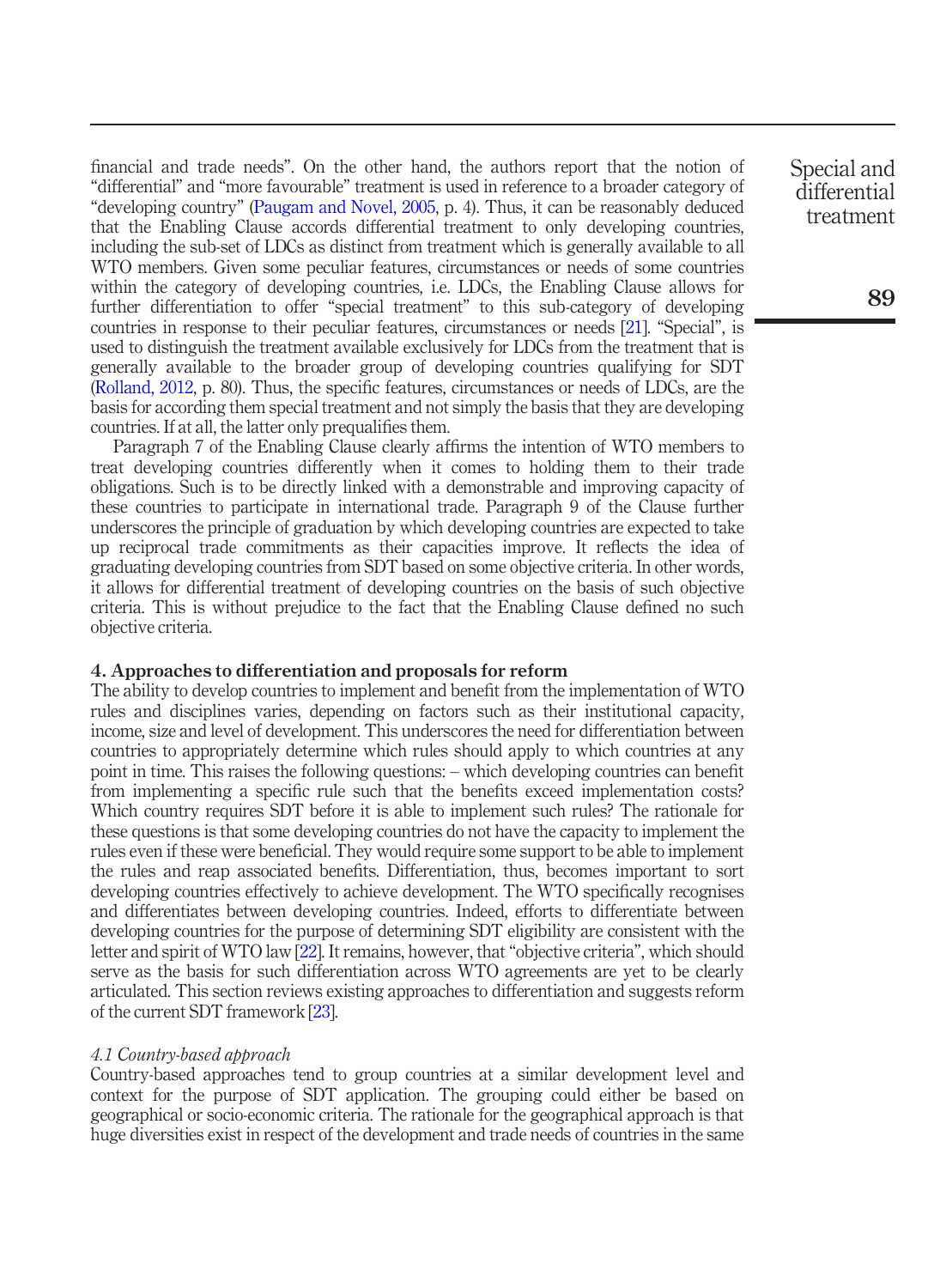financial and trade needs". On the other hand, the authors report that the notion of "differential" and "more favourable" treatment is used in reference to a broader category of "developing country" (Paugam and Novel, 2005, p. 4). Thus, it can be reasonably deduced that the Enabling Clause accords differential treatment to only developing countries, including the sub-set of LDCs as distinct from treatment which is generally available to all WTO members. Given some peculiar features, circumstances or needs of some countries within the category of developing countries, i.e. LDCs, the Enabling Clause allows for further differentiation to offer "special treatment" to this sub-category of developing countries in response to their peculiar features, circumstances or needs [21]. "Special", is used to distinguish the treatment available exclusively for LDCs from the treatment that is generally available to the broader group of developing countries qualifying for SDT (Rolland, 2012, p. 80). Thus, the specific features, circumstances or needs of LDCs, are the basis for according them special treatment and not simply the basis that they are developing countries. If at all, the latter only prequalifies them.

Paragraph 7 of the Enabling Clause clearly affirms the intention of WTO members to treat developing countries differently when it comes to holding them to their trade obligations. Such is to be directly linked with a demonstrable and improving capacity of these countries to participate in international trade. Paragraph 9 of the Clause further underscores the principle of graduation by which developing countries are expected to take up reciprocal trade commitments as their capacities improve. It reflects the idea of graduating developing countries from SDT based on some objective criteria. In other words, it allows for differential treatment of developing countries on the basis of such objective criteria. This is without prejudice to the fact that the Enabling Clause defined no such objective criteria.

## 4. Approaches to differentiation and proposals for reform

The ability to develop countries to implement and benefit from the implementation of WTO rules and disciplines varies, depending on factors such as their institutional capacity, income, size and level of development. This underscores the need for differentiation between countries to appropriately determine which rules should apply to which countries at any point in time. This raises the following questions: – which developing countries can benefit from implementing a specific rule such that the benefits exceed implementation costs? Which country requires SDT before it is able to implement such rules? The rationale for these questions is that some developing countries do not have the capacity to implement the rules even if these were beneficial. They would require some support to be able to implement the rules and reap associated benefits. Differentiation, thus, becomes important to sort developing countries effectively to achieve development. The WTO specifically recognises and differentiates between developing countries. Indeed, efforts to differentiate between developing countries for the purpose of determining SDT eligibility are consistent with the letter and spirit of WTO law [22]. It remains, however, that "objective criteria", which should serve as the basis for such differentiation across WTO agreements are yet to be clearly articulated. This section reviews existing approaches to differentiation and suggests reform of the current SDT framework [23].

### *4.1 Country-based approach*

Country-based approaches tend to group countries at a similar development level and context for the purpose of SDT application. The grouping could either be based on geographical or socio-economic criteria. The rationale for the geographical approach is that huge diversities exist in respect of the development and trade needs of countries in the same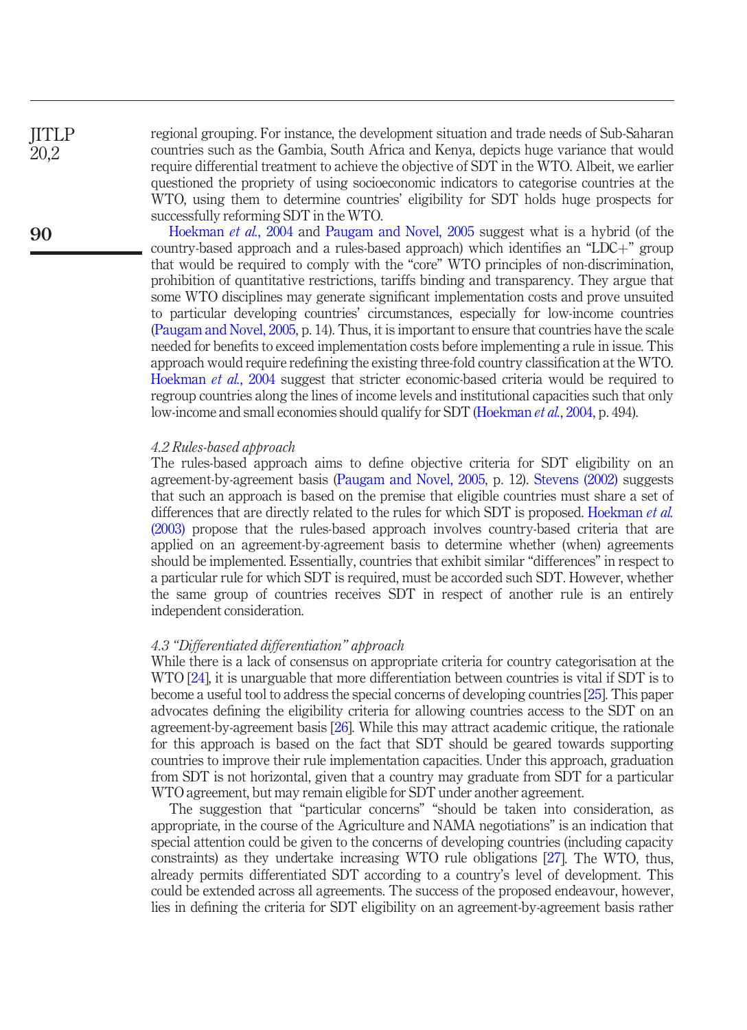regional grouping. For instance, the development situation and trade needs of Sub-Saharan countries such as the Gambia, South Africa and Kenya, depicts huge variance that would require differential treatment to achieve the objective of SDT in the WTO. Albeit, we earlier questioned the propriety of using socioeconomic indicators to categorise countries at the WTO, using them to determine countries' eligibility for SDT holds huge prospects for successfully reforming SDT in the WTO.

Hoekman *et al.*, 2004 and Paugam and Novel, 2005 suggest what is a hybrid (of the country-based approach and a rules-based approach) which identifies an "LDC+" group that would be required to comply with the "core" WTO principles of non-discrimination, prohibition of quantitative restrictions, tariffs binding and transparency. They argue that some WTO disciplines may generate significant implementation costs and prove unsuited to particular developing countries' circumstances, especially for low-income countries (Paugam and Novel, 2005, p. 14). Thus, it is important to ensure that countries have the scale needed for benefits to exceed implementation costs before implementing a rule in issue. This approach would require redefining the existing three-fold country classification at the WTO. Hoekman *et al.*, 2004 suggest that stricter economic-based criteria would be required to regroup countries along the lines of income levels and institutional capacities such that only low-income and small economies should qualify for SDT (Hoekman *et al.*, 2004, p. 494).

*4.2 Rules-based approach*

The rules-based approach aims to define objective criteria for SDT eligibility on an agreement-by-agreement basis (Paugam and Novel, 2005, p. 12). Stevens (2002) suggests that such an approach is based on the premise that eligible countries must share a set of differences that are directly related to the rules for which SDT is proposed. Hoekman *et al.* (2003) propose that the rules-based approach involves country-based criteria that are applied on an agreement-by-agreement basis to determine whether (when) agreements should be implemented. Essentially, countries that exhibit similar "differences" in respect to a particular rule for which SDT is required, must be accorded such SDT. However, whether the same group of countries receives SDT in respect of another rule is an entirely independent consideration.

*4.3 "Differentiated differentiation" approach*

While there is a lack of consensus on appropriate criteria for country categorisation at the WTO [24], it is unarguable that more differentiation between countries is vital if SDT is to become a useful tool to address the special concerns of developing countries [25]. This paper advocates defining the eligibility criteria for allowing countries access to the SDT on an agreement-by-agreement basis [26]. While this may attract academic critique, the rationale for this approach is based on the fact that SDT should be geared towards supporting countries to improve their rule implementation capacities. Under this approach, graduation from SDT is not horizontal, given that a country may graduate from SDT for a particular WTO agreement, but may remain eligible for SDT under another agreement.

The suggestion that "particular concerns" "should be taken into consideration, as appropriate, in the course of the Agriculture and NAMA negotiations" is an indication that special attention could be given to the concerns of developing countries (including capacity constraints) as they undertake increasing WTO rule obligations [27]. The WTO, thus, already permits differentiated SDT according to a country's level of development. This could be extended across all agreements. The success of the proposed endeavour, however, lies in defining the criteria for SDT eligibility on an agreement-by-agreement basis rather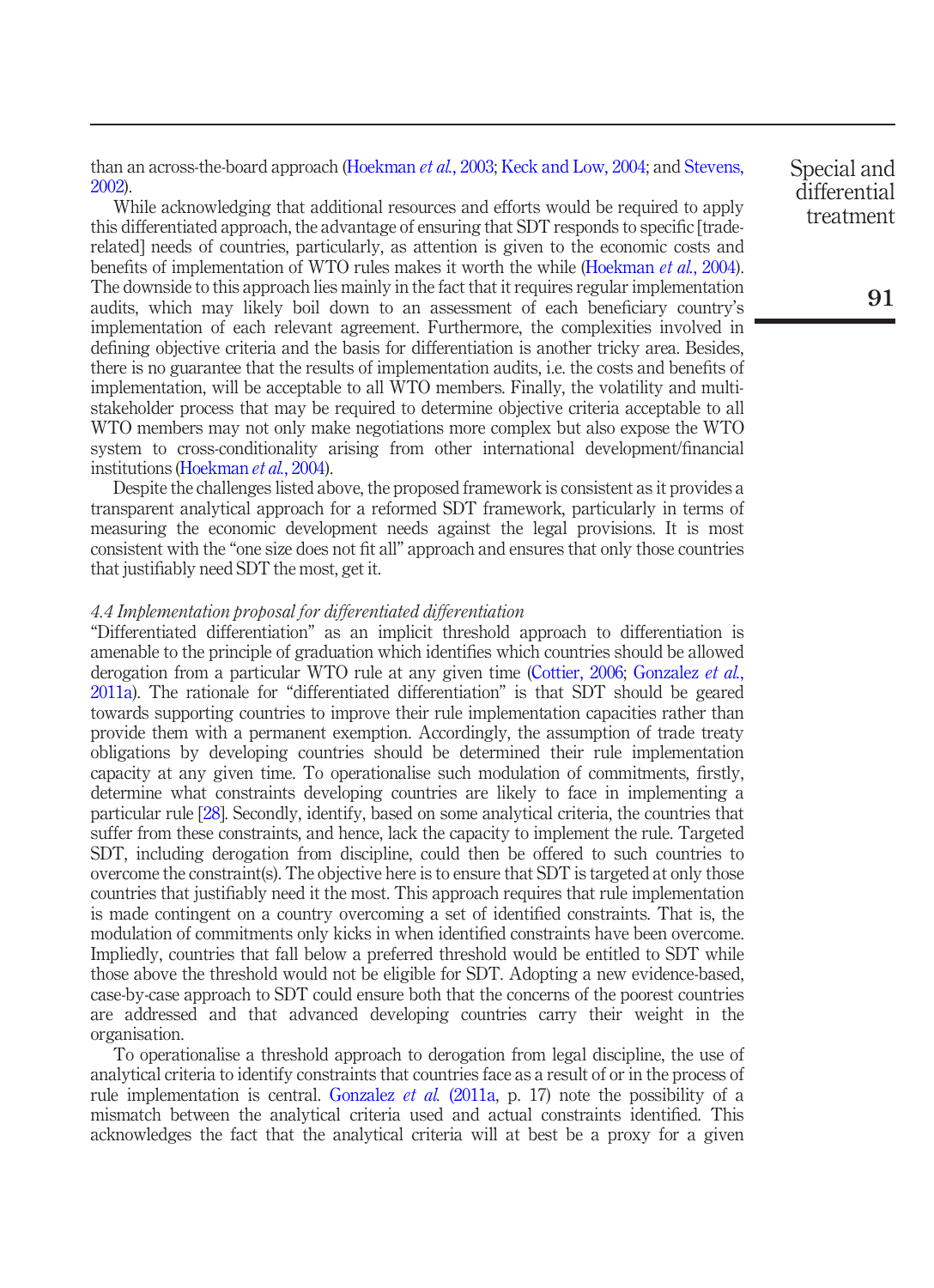than an across-the-board approach (Hoekman *et al.*, 2003; Keck and Low, 2004; and Stevens, 2002).

While acknowledging that additional resources and efforts would be required to apply this differentiated approach, the advantage of ensuring that SDT responds to specific [trade-related] needs of countries, particularly, as attention is given to the economic costs and benefits of implementation of WTO rules makes it worth the while (Hoekman *et al.*, 2004). The downside to this approach lies mainly in the fact that it requires regular implementation audits, which may likely boil down to an assessment of each beneficiary country's implementation of each relevant agreement. Furthermore, the complexities involved in defining objective criteria and the basis for differentiation is another tricky area. Besides, there is no guarantee that the results of implementation audits, i.e. the costs and benefits of implementation, will be acceptable to all WTO members. Finally, the volatility and multi-stakeholder process that may be required to determine objective criteria acceptable to all WTO members may not only make negotiations more complex but also expose the WTO system to cross-conditionality arising from other international development/financial institutions (Hoekman *et al.*, 2004).

Despite the challenges listed above, the proposed framework is consistent as it provides a transparent analytical approach for a reformed SDT framework, particularly in terms of measuring the economic development needs against the legal provisions. It is most consistent with the "one size does not fit all" approach and ensures that only those countries that justifiably need SDT the most, get it.

### *4.4 Implementation proposal for differentiated differentiation*

"Differentiated differentiation" as an implicit threshold approach to differentiation is amenable to the principle of graduation which identifies which countries should be allowed derogation from a particular WTO rule at any given time (Cottier, 2006; Gonzalez *et al.*, 2011a). The rationale for "differentiated differentiation" is that SDT should be geared towards supporting countries to improve their rule implementation capacities rather than provide them with a permanent exemption. Accordingly, the assumption of trade treaty obligations by developing countries should be determined their rule implementation capacity at any given time. To operationalise such modulation of commitments, firstly, determine what constraints developing countries are likely to face in implementing a particular rule [28]. Secondly, identify, based on some analytical criteria, the countries that suffer from these constraints, and hence, lack the capacity to implement the rule. Targeted SDT, including derogation from discipline, could then be offered to such countries to overcome the constraint(s). The objective here is to ensure that SDT is targeted at only those countries that justifiably need it the most. This approach requires that rule implementation is made contingent on a country overcoming a set of identified constraints. That is, the modulation of commitments only kicks in when identified constraints have been overcome. Impliedly, countries that fall below a preferred threshold would be entitled to SDT while those above the threshold would not be eligible for SDT. Adopting a new evidence-based, case-by-case approach to SDT could ensure both that the concerns of the poorest countries are addressed and that advanced developing countries carry their weight in the organisation.

To operationalise a threshold approach to derogation from legal discipline, the use of analytical criteria to identify constraints that countries face as a result of or in the process of rule implementation is central. Gonzalez *et al.* (2011a, p. 17) note the possibility of a mismatch between the analytical criteria used and actual constraints identified. This acknowledges the fact that the analytical criteria will at best be a proxy for a given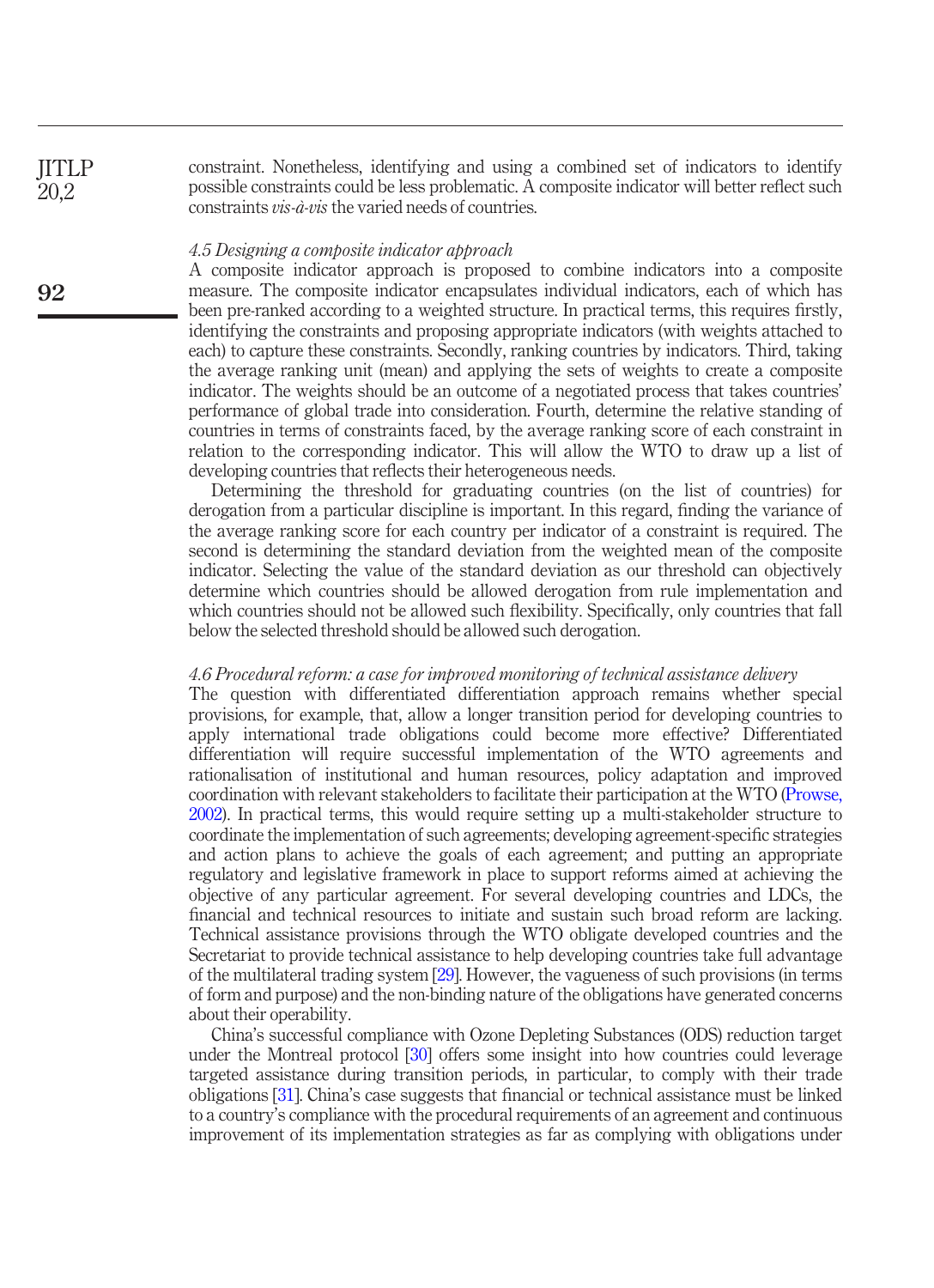constraint. Nonetheless, identifying and using a combined set of indicators to identify possible constraints could be less problematic. A composite indicator will better reflect such constraints *vis-à-vis* the varied needs of countries.

### *4.5 Designing a composite indicator approach*

A composite indicator approach is proposed to combine indicators into a composite measure. The composite indicator encapsulates individual indicators, each of which has been pre-ranked according to a weighted structure. In practical terms, this requires firstly, identifying the constraints and proposing appropriate indicators (with weights attached to each) to capture these constraints. Secondly, ranking countries by indicators. Third, taking the average ranking unit (mean) and applying the sets of weights to create a composite indicator. The weights should be an outcome of a negotiated process that takes countries' performance of global trade into consideration. Fourth, determine the relative standing of countries in terms of constraints faced, by the average ranking score of each constraint in relation to the corresponding indicator. This will allow the WTO to draw up a list of developing countries that reflects their heterogeneous needs.

Determining the threshold for graduating countries (on the list of countries) for derogation from a particular discipline is important. In this regard, finding the variance of the average ranking score for each country per indicator of a constraint is required. The second is determining the standard deviation from the weighted mean of the composite indicator. Selecting the value of the standard deviation as our threshold can objectively determine which countries should be allowed derogation from rule implementation and which countries should not be allowed such flexibility. Specifically, only countries that fall below the selected threshold should be allowed such derogation.

### *4.6 Procedural reform: a case for improved monitoring of technical assistance delivery*

The question with differentiated differentiation approach remains whether special provisions, for example, that, allow a longer transition period for developing countries to apply international trade obligations could become more effective? Differentiated differentiation will require successful implementation of the WTO agreements and rationalisation of institutional and human resources, policy adaptation and improved coordination with relevant stakeholders to facilitate their participation at the WTO (Prowse, 2002). In practical terms, this would require setting up a multi-stakeholder structure to coordinate the implementation of such agreements; developing agreement-specific strategies and action plans to achieve the goals of each agreement; and putting an appropriate regulatory and legislative framework in place to support reforms aimed at achieving the objective of any particular agreement. For several developing countries and LDCs, the financial and technical resources to initiate and sustain such broad reform are lacking. Technical assistance provisions through the WTO obligate developed countries and the Secretariat to provide technical assistance to help developing countries take full advantage of the multilateral trading system [29]. However, the vagueness of such provisions (in terms of form and purpose) and the non-binding nature of the obligations have generated concerns about their operability.

China's successful compliance with Ozone Depleting Substances (ODS) reduction target under the Montreal protocol [30] offers some insight into how countries could leverage targeted assistance during transition periods, in particular, to comply with their trade obligations [31]. China's case suggests that financial or technical assistance must be linked to a country's compliance with the procedural requirements of an agreement and continuous improvement of its implementation strategies as far as complying with obligations under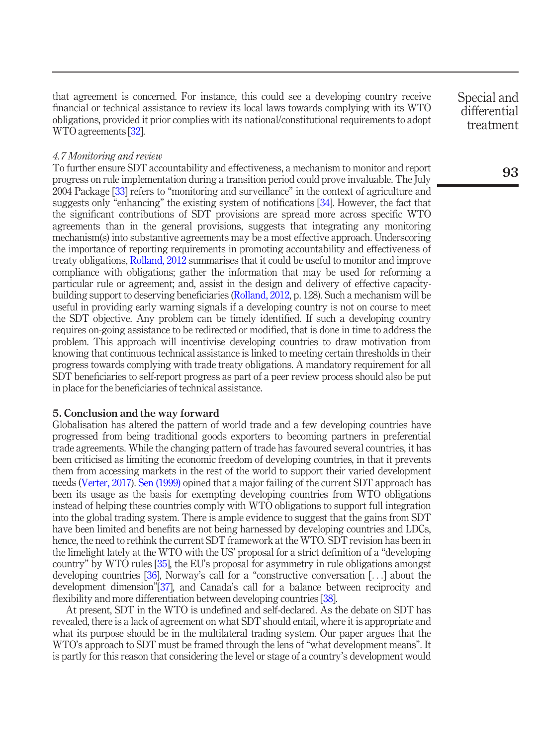that agreement is concerned. For instance, this could see a developing country receive financial or technical assistance to review its local laws towards complying with its WTO obligations, provided it prior complies with its national/constitutional requirements to adopt WTO agreements [32].

*4.7 Monitoring and review*

To further ensure SDT accountability and effectiveness, a mechanism to monitor and report progress on rule implementation during a transition period could prove invaluable. The July 2004 Package [33] refers to "monitoring and surveillance" in the context of agriculture and suggests only "enhancing" the existing system of notifications [34]. However, the fact that the significant contributions of SDT provisions are spread more across specific WTO agreements than in the general provisions, suggests that integrating any monitoring mechanism(s) into substantive agreements may be a most effective approach. Underscoring the importance of reporting requirements in promoting accountability and effectiveness of treaty obligations, Rolland, 2012 summarises that it could be useful to monitor and improve compliance with obligations; gather the information that may be used for reforming a particular rule or agreement; and, assist in the design and delivery of effective capacity-building support to deserving beneficiaries (Rolland, 2012, p. 128). Such a mechanism will be useful in providing early warning signals if a developing country is not on course to meet the SDT objective. Any problem can be timely identified. If such a developing country requires on-going assistance to be redirected or modified, that is done in time to address the problem. This approach will incentivise developing countries to draw motivation from knowing that continuous technical assistance is linked to meeting certain thresholds in their progress towards complying with trade treaty obligations. A mandatory requirement for all SDT beneficiaries to self-report progress as part of a peer review process should also be put in place for the beneficiaries of technical assistance.

## 5. Conclusion and the way forward

Globalisation has altered the pattern of world trade and a few developing countries have progressed from being traditional goods exporters to becoming partners in preferential trade agreements. While the changing pattern of trade has favoured several countries, it has been criticised as limiting the economic freedom of developing countries, in that it prevents them from accessing markets in the rest of the world to support their varied development needs (Verter, 2017). Sen (1999) opined that a major failing of the current SDT approach has been its usage as the basis for exempting developing countries from WTO obligations instead of helping these countries comply with WTO obligations to support full integration into the global trading system. There is ample evidence to suggest that the gains from SDT have been limited and benefits are not being harnessed by developing countries and LDCs, hence, the need to rethink the current SDT framework at the WTO. SDT revision has been in the limelight lately at the WTO with the US' proposal for a strict definition of a "developing country" by WTO rules [35], the EU's proposal for asymmetry in rule obligations amongst developing countries [36], Norway's call for a "constructive conversation [. . .] about the development dimension"[37], and Canada's call for a balance between reciprocity and flexibility and more differentiation between developing countries [38].

At present, SDT in the WTO is undefined and self-declared. As the debate on SDT has revealed, there is a lack of agreement on what SDT should entail, where it is appropriate and what its purpose should be in the multilateral trading system. Our paper argues that the WTO's approach to SDT must be framed through the lens of "what development means". It is partly for this reason that considering the level or stage of a country's development would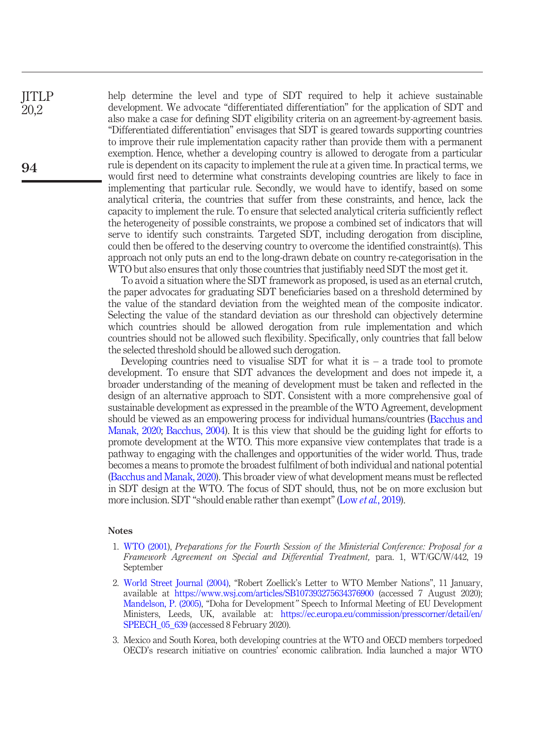help determine the level and type of SDT required to help it achieve sustainable development. We advocate "differentiated differentiation" for the application of SDT and also make a case for defining SDT eligibility criteria on an agreement-by-agreement basis. "Differentiated differentiation" envisages that SDT is geared towards supporting countries to improve their rule implementation capacity rather than provide them with a permanent exemption. Hence, whether a developing country is allowed to derogate from a particular rule is dependent on its capacity to implement the rule at a given time. In practical terms, we would first need to determine what constraints developing countries are likely to face in implementing that particular rule. Secondly, we would have to identify, based on some analytical criteria, the countries that suffer from these constraints, and hence, lack the capacity to implement the rule. To ensure that selected analytical criteria sufficiently reflect the heterogeneity of possible constraints, we propose a combined set of indicators that will serve to identify such constraints. Targeted SDT, including derogation from discipline, could then be offered to the deserving country to overcome the identified constraint(s). This approach not only puts an end to the long-drawn debate on country re-categorisation in the WTO but also ensures that only those countries that justifiably need SDT the most get it.

To avoid a situation where the SDT framework as proposed, is used as an eternal crutch, the paper advocates for graduating SDT beneficiaries based on a threshold determined by the value of the standard deviation from the weighted mean of the composite indicator. Selecting the value of the standard deviation as our threshold can objectively determine which countries should be allowed derogation from rule implementation and which countries should not be allowed such flexibility. Specifically, only countries that fall below the selected threshold should be allowed such derogation.

Developing countries need to visualise SDT for what it is – a trade tool to promote development. To ensure that SDT advances the development and does not impede it, a broader understanding of the meaning of development must be taken and reflected in the design of an alternative approach to SDT. Consistent with a more comprehensive goal of sustainable development as expressed in the preamble of the WTO Agreement, development should be viewed as an empowering process for individual humans/countries (Bacchus and Manak, 2020; Bacchus, 2004). It is this view that should be the guiding light for efforts to promote development at the WTO. This more expansive view contemplates that trade is a pathway to engaging with the challenges and opportunities of the wider world. Thus, trade becomes a means to promote the broadest fulfilment of both individual and national potential (Bacchus and Manak, 2020). This broader view of what development means must be reflected in SDT design at the WTO. The focus of SDT should, thus, not be on more exclusion but more inclusion. SDT "should enable rather than exempt" (Low *et al.*, 2019).

## Notes

1. WTO (2001), *Preparations for the Fourth Session of the Ministerial Conference: Proposal for a Framework Agreement on Special and Differential Treatment,* para. 1, WT/GC/W/442, 19 September

2. World Street Journal (2004), "Robert Zoellick's Letter to WTO Member Nations", 11 January, available at https://www.wsj.com/articles/SB107393275634376900 (accessed 7 August 2020); Mandelson, P. (2005), "Doha for Development" Speech to Informal Meeting of EU Development Ministers, Leeds, UK, available at: https://ec.europa.eu/commission/presscorner/detail/en/SPEECH_05_639 (accessed 8 February 2020).

3. Mexico and South Korea, both developing countries at the WTO and OECD members torpedoed OECD's research initiative on countries' economic calibration. India launched a major WTO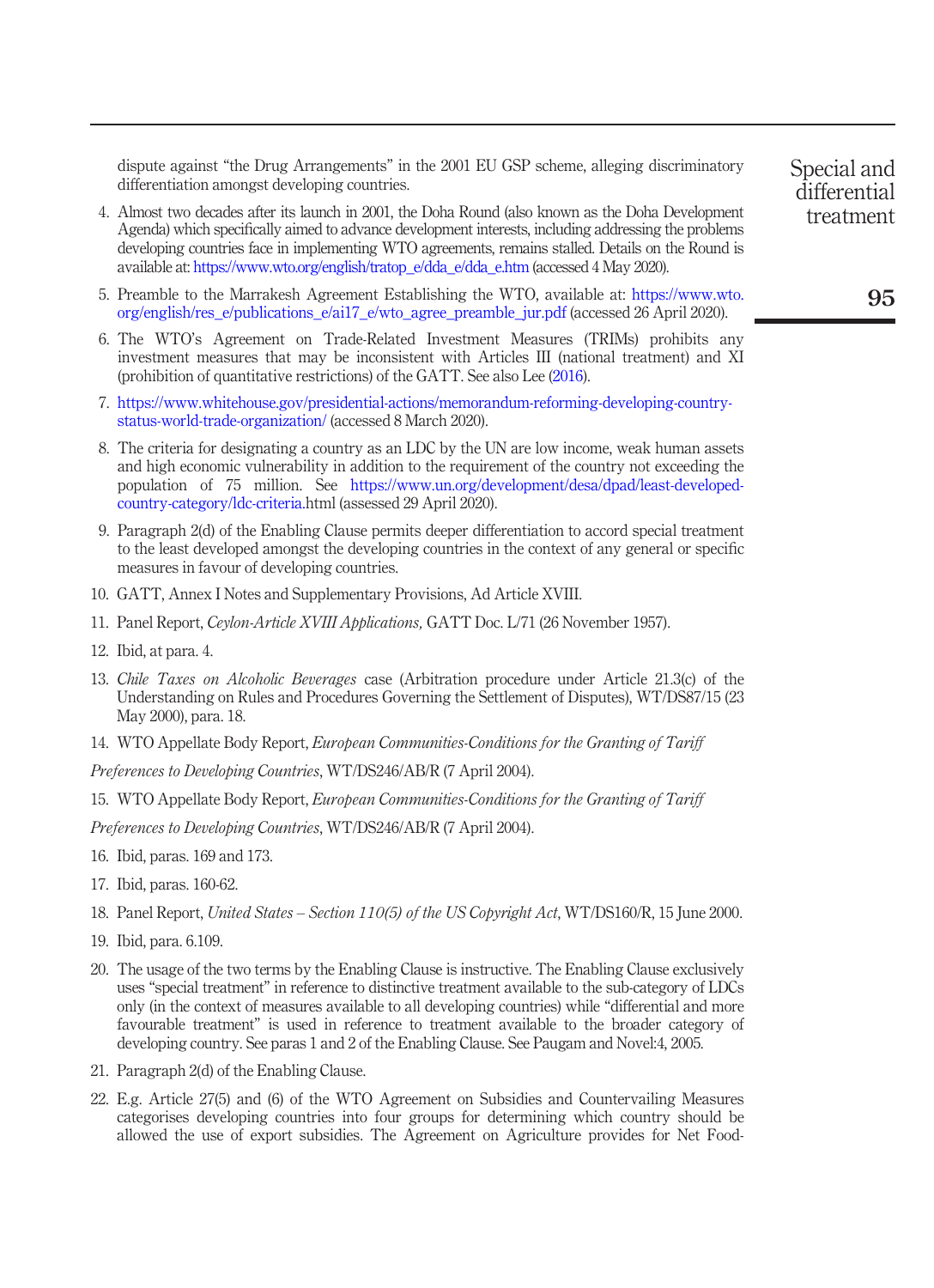dispute against "the Drug Arrangements" in the 2001 EU GSP scheme, alleging discriminatory differentiation amongst developing countries.

4. Almost two decades after its launch in 2001, the Doha Round (also known as the Doha Development Agenda) which specifically aimed to advance development interests, including addressing the problems developing countries face in implementing WTO agreements, remains stalled. Details on the Round is available at: https://www.wto.org/english/tratop_e/dda_e/dda_e.htm (accessed 4 May 2020).
5. Preamble to the Marrakesh Agreement Establishing the WTO, available at: https://www.wto.org/english/res_e/publications_e/ai17_e/wto_agree_preamble_jur.pdf (accessed 26 April 2020).
6. The WTO's Agreement on Trade-Related Investment Measures (TRIMs) prohibits any investment measures that may be inconsistent with Articles III (national treatment) and XI (prohibition of quantitative restrictions) of the GATT. See also Lee (2016).
7. https://www.whitehouse.gov/presidential-actions/memorandum-reforming-developing-country-status-world-trade-organization/ (accessed 8 March 2020).
8. The criteria for designating a country as an LDC by the UN are low income, weak human assets and high economic vulnerability in addition to the requirement of the country not exceeding the population of 75 million. See https://www.un.org/development/desa/dpad/least-developed-country-category/ldc-criteria.html (assessed 29 April 2020).
9. Paragraph 2(d) of the Enabling Clause permits deeper differentiation to accord special treatment to the least developed amongst the developing countries in the context of any general or specific measures in favour of developing countries.
10. GATT, Annex I Notes and Supplementary Provisions, Ad Article XVIII.
11. Panel Report, *Ceylon-Article XVIII Applications,* GATT Doc. L/71 (26 November 1957).
12. Ibid, at para. 4.
13. *Chile Taxes on Alcoholic Beverages* case (Arbitration procedure under Article 21.3(c) of the Understanding on Rules and Procedures Governing the Settlement of Disputes), WT/DS87/15 (23 May 2000), para. 18.
14. WTO Appellate Body Report, *European Communities-Conditions for the Granting of Tariff Preferences to Developing Countries*, WT/DS246/AB/R (7 April 2004).
15. WTO Appellate Body Report, *European Communities-Conditions for the Granting of Tariff Preferences to Developing Countries*, WT/DS246/AB/R (7 April 2004).
16. Ibid, paras. 169 and 173.
17. Ibid, paras. 160-62.
18. Panel Report, *United States – Section 110(5) of the US Copyright Act*, WT/DS160/R, 15 June 2000.
19. Ibid, para. 6.109.
20. The usage of the two terms by the Enabling Clause is instructive. The Enabling Clause exclusively uses "special treatment" in reference to distinctive treatment available to the sub-category of LDCs only (in the context of measures available to all developing countries) while "differential and more favourable treatment" is used in reference to treatment available to the broader category of developing country. See paras 1 and 2 of the Enabling Clause. See Paugam and Novel:4, 2005.
21. Paragraph 2(d) of the Enabling Clause.
22. E.g. Article 27(5) and (6) of the WTO Agreement on Subsidies and Countervailing Measures categorises developing countries into four groups for determining which country should be allowed the use of export subsidies. The Agreement on Agriculture provides for Net Food-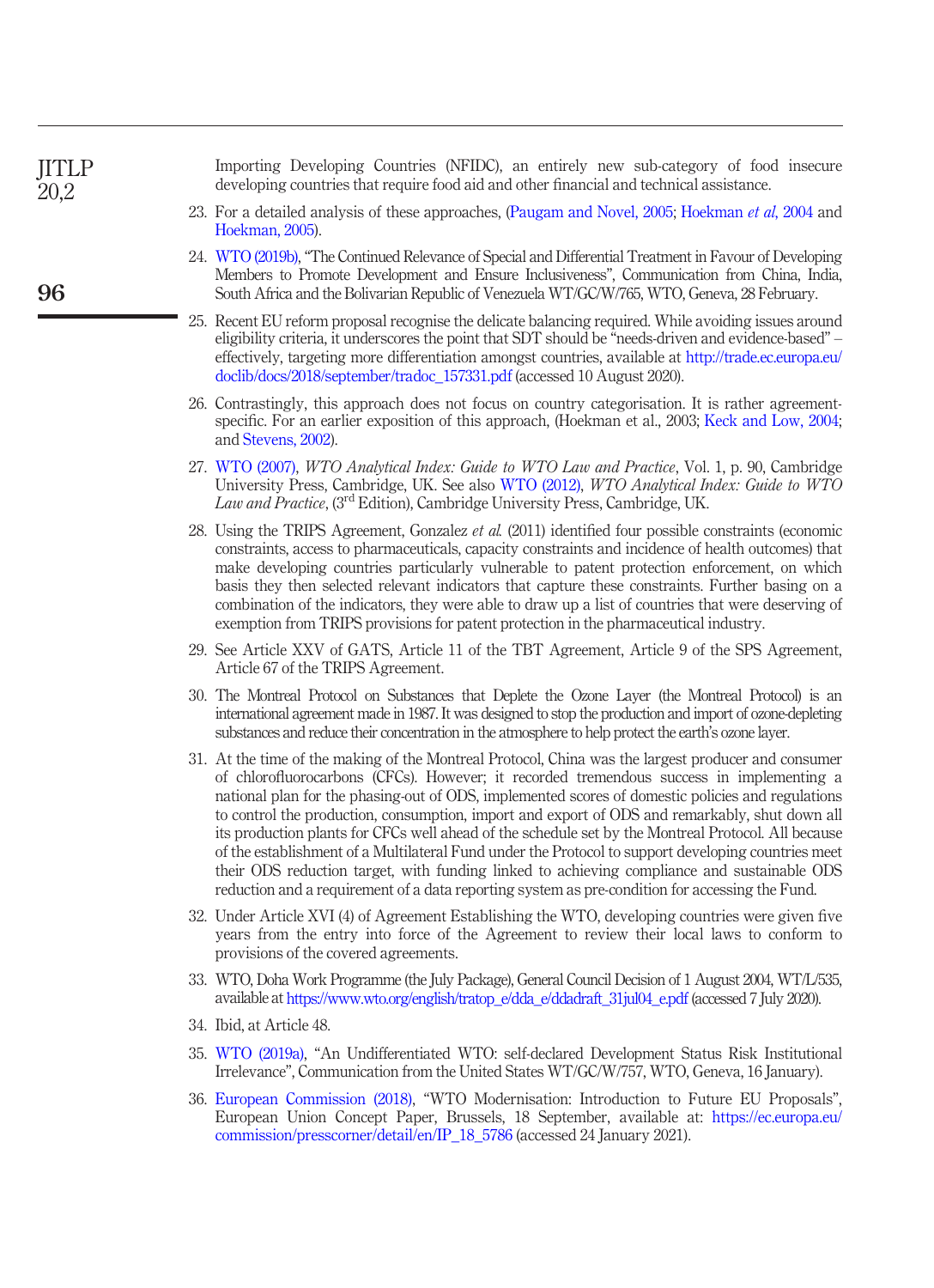Importing Developing Countries (NFIDC), an entirely new sub-category of food insecure developing countries that require food aid and other financial and technical assistance.

23. For a detailed analysis of these approaches, (Paugam and Novel, 2005; Hoekman *et al*, 2004 and Hoekman, 2005).

24. WTO (2019b), "The Continued Relevance of Special and Differential Treatment in Favour of Developing Members to Promote Development and Ensure Inclusiveness", Communication from China, India, South Africa and the Bolivarian Republic of Venezuela WT/GC/W/765, WTO, Geneva, 28 February.

25. Recent EU reform proposal recognise the delicate balancing required. While avoiding issues around eligibility criteria, it underscores the point that SDT should be "needs-driven and evidence-based" – effectively, targeting more differentiation amongst countries, available at http://trade.ec.europa.eu/doclib/docs/2018/september/tradoc_157331.pdf (accessed 10 August 2020).

26. Contrastingly, this approach does not focus on country categorisation. It is rather agreement-specific. For an earlier exposition of this approach, (Hoekman et al., 2003; Keck and Low, 2004; and Stevens, 2002).

27. WTO (2007), *WTO Analytical Index: Guide to WTO Law and Practice*, Vol. 1, p. 90, Cambridge University Press, Cambridge, UK. See also WTO (2012), *WTO Analytical Index: Guide to WTO Law and Practice*, (3rd Edition), Cambridge University Press, Cambridge, UK.

28. Using the TRIPS Agreement, Gonzalez *et al.* (2011) identified four possible constraints (economic constraints, access to pharmaceuticals, capacity constraints and incidence of health outcomes) that make developing countries particularly vulnerable to patent protection enforcement, on which basis they then selected relevant indicators that capture these constraints. Further basing on a combination of the indicators, they were able to draw up a list of countries that were deserving of exemption from TRIPS provisions for patent protection in the pharmaceutical industry.

29. See Article XXV of GATS, Article 11 of the TBT Agreement, Article 9 of the SPS Agreement, Article 67 of the TRIPS Agreement.

30. The Montreal Protocol on Substances that Deplete the Ozone Layer (the Montreal Protocol) is an international agreement made in 1987. It was designed to stop the production and import of ozone-depleting substances and reduce their concentration in the atmosphere to help protect the earth's ozone layer.

31. At the time of the making of the Montreal Protocol, China was the largest producer and consumer of chlorofluorocarbons (CFCs). However; it recorded tremendous success in implementing a national plan for the phasing-out of ODS, implemented scores of domestic policies and regulations to control the production, consumption, import and export of ODS and remarkably, shut down all its production plants for CFCs well ahead of the schedule set by the Montreal Protocol. All because of the establishment of a Multilateral Fund under the Protocol to support developing countries meet their ODS reduction target, with funding linked to achieving compliance and sustainable ODS reduction and a requirement of a data reporting system as pre-condition for accessing the Fund.

32. Under Article XVI (4) of Agreement Establishing the WTO, developing countries were given five years from the entry into force of the Agreement to review their local laws to conform to provisions of the covered agreements.

33. WTO, Doha Work Programme (the July Package), General Council Decision of 1 August 2004, WT/L/535, available at https://www.wto.org/english/tratop_e/dda_e/ddadraft_31jul04_e.pdf (accessed 7 July 2020).

34. Ibid, at Article 48.

35. WTO (2019a), "An Undifferentiated WTO: self-declared Development Status Risk Institutional Irrelevance", Communication from the United States WT/GC/W/757, WTO, Geneva, 16 January).

36. European Commission (2018), "WTO Modernisation: Introduction to Future EU Proposals", European Union Concept Paper, Brussels, 18 September, available at: https://ec.europa.eu/commission/presscorner/detail/en/IP_18_5786 (accessed 24 January 2021).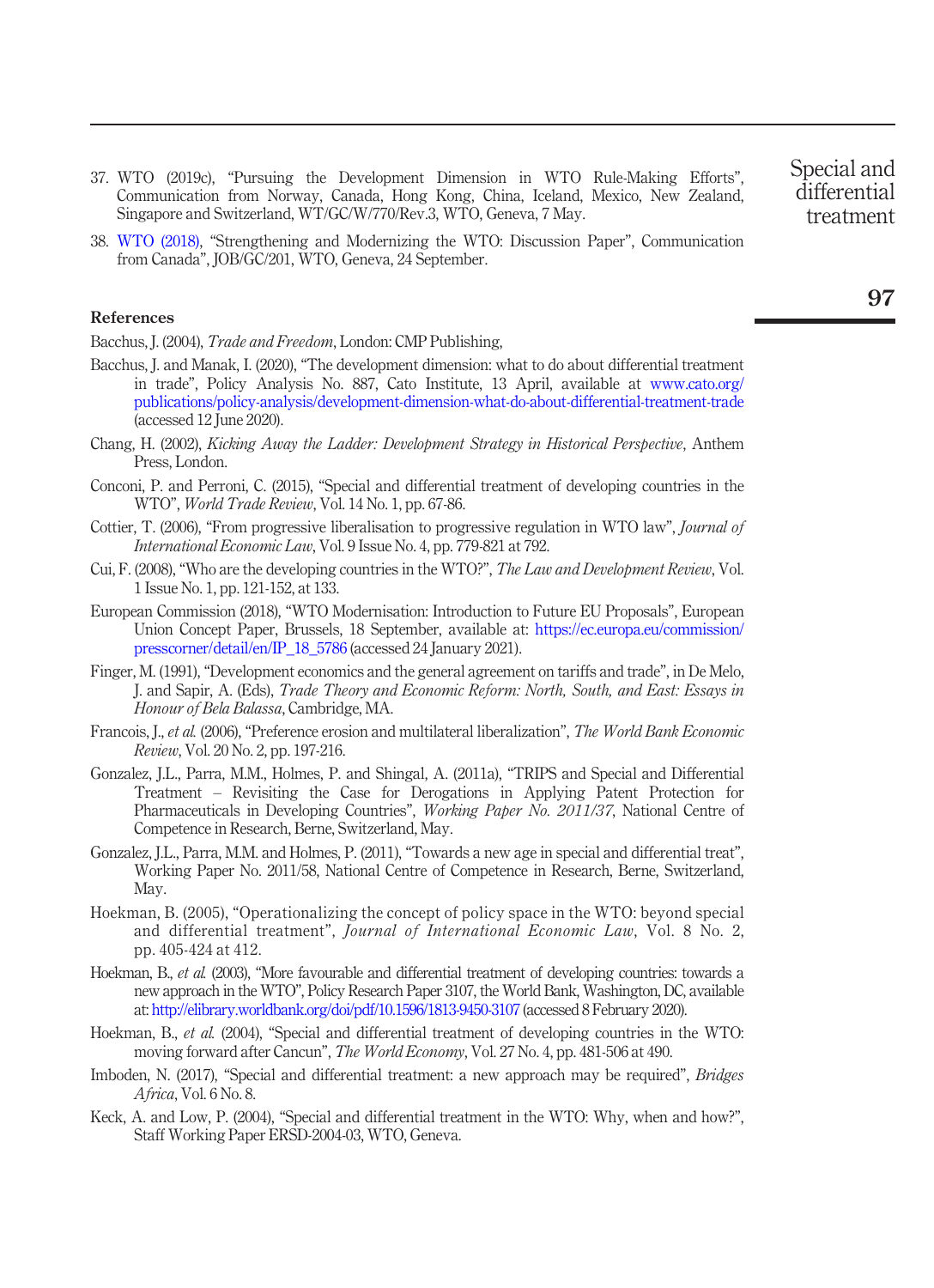37. WTO (2019c), "Pursuing the Development Dimension in WTO Rule-Making Efforts", Communication from Norway, Canada, Hong Kong, China, Iceland, Mexico, New Zealand, Singapore and Switzerland, WT/GC/W/770/Rev.3, WTO, Geneva, 7 May.
38. WTO (2018), "Strengthening and Modernizing the WTO: Discussion Paper", Communication from Canada", JOB/GC/201, WTO, Geneva, 24 September.

## References

Bacchus, J. (2004), *Trade and Freedom*, London: CMP Publishing,

Bacchus, J. and Manak, I. (2020), "The development dimension: what to do about differential treatment in trade", Policy Analysis No. 887, Cato Institute, 13 April, available at www.cato.org/publications/policy-analysis/development-dimension-what-do-about-differential-treatment-trade (accessed 12 June 2020).

Chang, H. (2002), *Kicking Away the Ladder: Development Strategy in Historical Perspective*, Anthem Press, London.

Conconi, P. and Perroni, C. (2015), "Special and differential treatment of developing countries in the WTO", *World Trade Review*, Vol. 14 No. 1, pp. 67-86.

Cottier, T. (2006), "From progressive liberalisation to progressive regulation in WTO law", *Journal of International Economic Law*, Vol. 9 Issue No. 4, pp. 779-821 at 792.

Cui, F. (2008), "Who are the developing countries in the WTO?", *The Law and Development Review*, Vol. 1 Issue No. 1, pp. 121-152, at 133.

European Commission (2018), "WTO Modernisation: Introduction to Future EU Proposals", European Union Concept Paper, Brussels, 18 September, available at: https://ec.europa.eu/commission/presscorner/detail/en/IP_18_5786 (accessed 24 January 2021).

Finger, M. (1991), "Development economics and the general agreement on tariffs and trade", in De Melo, J. and Sapir, A. (Eds), *Trade Theory and Economic Reform: North, South, and East: Essays in Honour of Bela Balassa*, Cambridge, MA.

Francois, J., *et al.* (2006), "Preference erosion and multilateral liberalization", *The World Bank Economic Review*, Vol. 20 No. 2, pp. 197-216.

Gonzalez, J.L., Parra, M.M., Holmes, P. and Shingal, A. (2011a), "TRIPS and Special and Differential Treatment – Revisiting the Case for Derogations in Applying Patent Protection for Pharmaceuticals in Developing Countries", *Working Paper No. 2011/37*, National Centre of Competence in Research, Berne, Switzerland, May.

Gonzalez, J.L., Parra, M.M. and Holmes, P. (2011), "Towards a new age in special and differential treat", Working Paper No. 2011/58, National Centre of Competence in Research, Berne, Switzerland, May.

Hoekman, B. (2005), "Operationalizing the concept of policy space in the WTO: beyond special and differential treatment", *Journal of International Economic Law*, Vol. 8 No. 2, pp. 405-424 at 412.

Hoekman, B., *et al.* (2003), "More favourable and differential treatment of developing countries: towards a new approach in the WTO", Policy Research Paper 3107, the World Bank, Washington, DC, available at: http://elibrary.worldbank.org/doi/pdf/10.1596/1813-9450-3107 (accessed 8 February 2020).

Hoekman, B., *et al.* (2004), "Special and differential treatment of developing countries in the WTO: moving forward after Cancun", *The World Economy*, Vol. 27 No. 4, pp. 481-506 at 490.

Imboden, N. (2017), "Special and differential treatment: a new approach may be required", *Bridges Africa*, Vol. 6 No. 8.

Keck, A. and Low, P. (2004), "Special and differential treatment in the WTO: Why, when and how?", Staff Working Paper ERSD-2004-03, WTO, Geneva.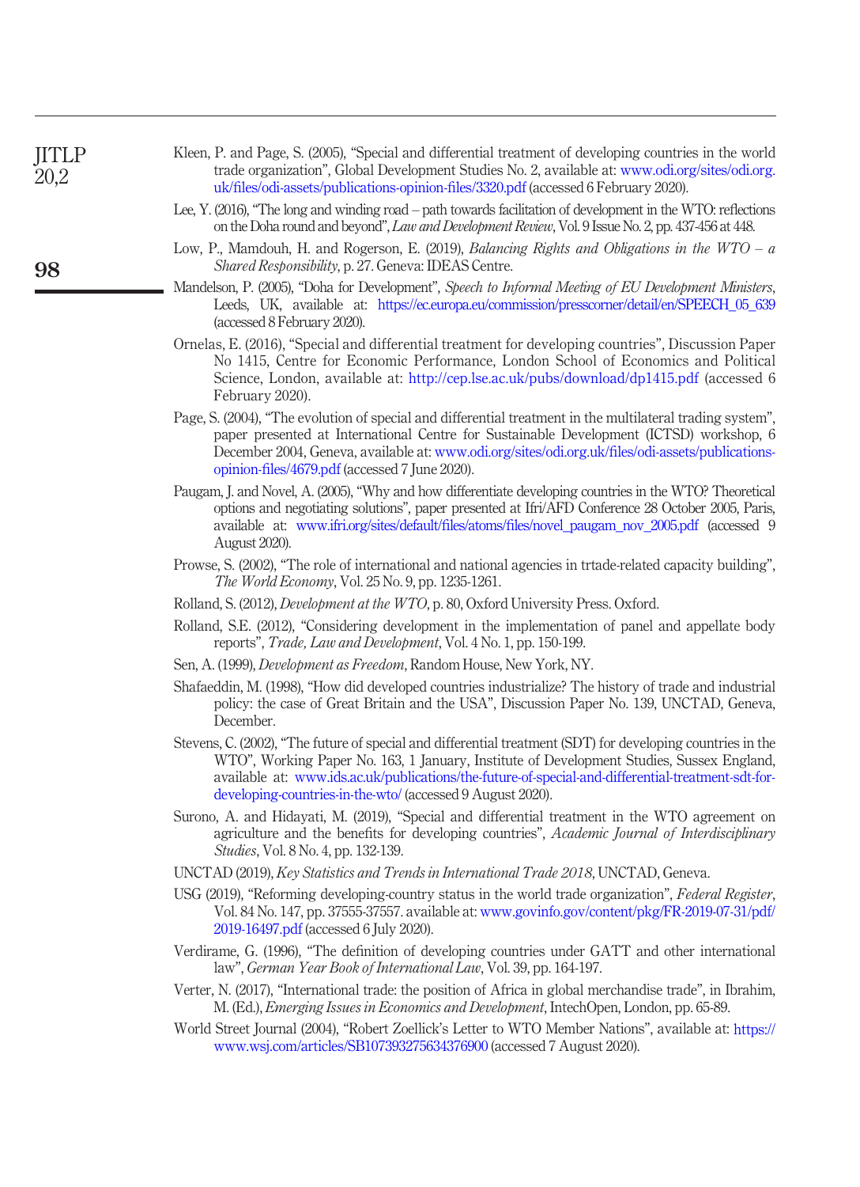Kleen, P. and Page, S. (2005), "Special and differential treatment of developing countries in the world trade organization", Global Development Studies No. 2, available at: www.odi.org/sites/odi.org.uk/files/odi-assets/publications-opinion-files/3320.pdf (accessed 6 February 2020).

Lee, Y. (2016), "The long and winding road – path towards facilitation of development in the WTO: reflections on the Doha round and beyond", *Law and Development Review*, Vol. 9 Issue No. 2, pp. 437-456 at 448.

Low, P., Mamdouh, H. and Rogerson, E. (2019), *Balancing Rights and Obligations in the WTO – a Shared Responsibility*, p. 27. Geneva: IDEAS Centre.

Mandelson, P. (2005), "Doha for Development", *Speech to Informal Meeting of EU Development Ministers*, Leeds, UK, available at: https://ec.europa.eu/commission/presscorner/detail/en/SPEECH_05_639 (accessed 8 February 2020).

Ornelas, E. (2016), "Special and differential treatment for developing countries", Discussion Paper No 1415, Centre for Economic Performance, London School of Economics and Political Science, London, available at: http://cep.lse.ac.uk/pubs/download/dp1415.pdf (accessed 6 February 2020).

Page, S. (2004), "The evolution of special and differential treatment in the multilateral trading system", paper presented at International Centre for Sustainable Development (ICTSD) workshop, 6 December 2004, Geneva, available at: www.odi.org/sites/odi.org.uk/files/odi-assets/publications-opinion-files/4679.pdf (accessed 7 June 2020).

Paugam, J. and Novel, A. (2005), "Why and how differentiate developing countries in the WTO? Theoretical options and negotiating solutions", paper presented at Ifri/AFD Conference 28 October 2005, Paris, available at: www.ifri.org/sites/default/files/atoms/files/novel_paugam_nov_2005.pdf (accessed 9 August 2020).

Prowse, S. (2002), "The role of international and national agencies in trtade-related capacity building", *The World Economy*, Vol. 25 No. 9, pp. 1235-1261.

Rolland, S. (2012), *Development at the WTO*, p. 80, Oxford University Press. Oxford.

Rolland, S.E. (2012), "Considering development in the implementation of panel and appellate body reports", *Trade, Law and Development*, Vol. 4 No. 1, pp. 150-199.

Sen, A. (1999), *Development as Freedom*, Random House, New York, NY.

Shafaeddin, M. (1998), "How did developed countries industrialize? The history of trade and industrial policy: the case of Great Britain and the USA", Discussion Paper No. 139, UNCTAD, Geneva, December.

Stevens, C. (2002), "The future of special and differential treatment (SDT) for developing countries in the WTO", Working Paper No. 163, 1 January, Institute of Development Studies, Sussex England, available at: www.ids.ac.uk/publications/the-future-of-special-and-differential-treatment-sdt-for-developing-countries-in-the-wto/ (accessed 9 August 2020).

Surono, A. and Hidayati, M. (2019), "Special and differential treatment in the WTO agreement on agriculture and the benefits for developing countries", *Academic Journal of Interdisciplinary Studies*, Vol. 8 No. 4, pp. 132-139.

UNCTAD (2019), *Key Statistics and Trends in International Trade 2018*, UNCTAD, Geneva.

USG (2019), "Reforming developing-country status in the world trade organization", *Federal Register*, Vol. 84 No. 147, pp. 37555-37557. available at: www.govinfo.gov/content/pkg/FR-2019-07-31/pdf/2019-16497.pdf (accessed 6 July 2020).

Verdirame, G. (1996), "The definition of developing countries under GATT and other international law", *German Year Book of International Law*, Vol. 39, pp. 164-197.

Verter, N. (2017), "International trade: the position of Africa in global merchandise trade", in Ibrahim, M. (Ed.), *Emerging Issues in Economics and Development*, IntechOpen, London, pp. 65-89.

World Street Journal (2004), "Robert Zoellick's Letter to WTO Member Nations", available at: https://www.wsj.com/articles/SB107393275634376900 (accessed 7 August 2020).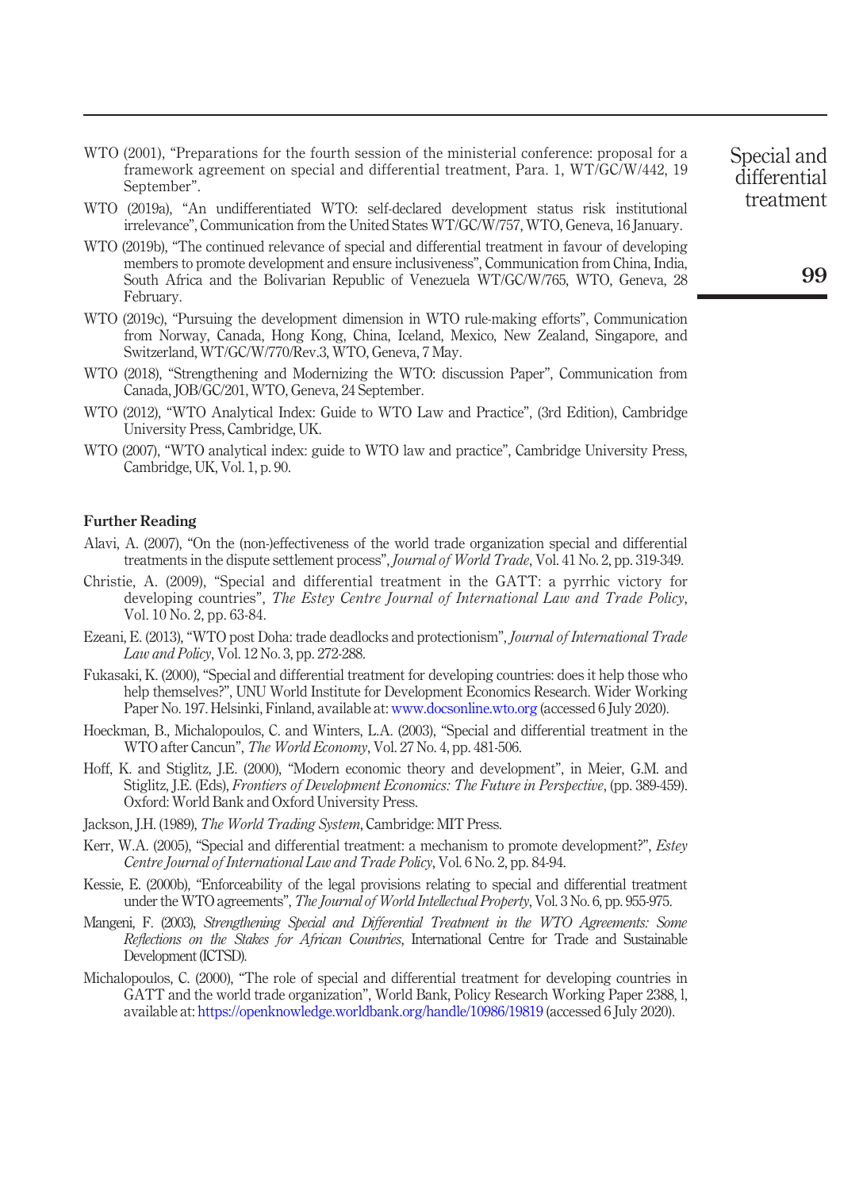WTO (2001), "Preparations for the fourth session of the ministerial conference: proposal for a framework agreement on special and differential treatment, Para. 1, WT/GC/W/442, 19 September".

WTO (2019a), "An undifferentiated WTO: self-declared development status risk institutional irrelevance", Communication from the United States WT/GC/W/757, WTO, Geneva, 16 January.

WTO (2019b), "The continued relevance of special and differential treatment in favour of developing members to promote development and ensure inclusiveness", Communication from China, India, South Africa and the Bolivarian Republic of Venezuela WT/GC/W/765, WTO, Geneva, 28 February.

WTO (2019c), "Pursuing the development dimension in WTO rule-making efforts", Communication from Norway, Canada, Hong Kong, China, Iceland, Mexico, New Zealand, Singapore, and Switzerland, WT/GC/W/770/Rev.3, WTO, Geneva, 7 May.

WTO (2018), "Strengthening and Modernizing the WTO: discussion Paper", Communication from Canada, JOB/GC/201, WTO, Geneva, 24 September.

WTO (2012), "WTO Analytical Index: Guide to WTO Law and Practice", (3rd Edition), Cambridge University Press, Cambridge, UK.

WTO (2007), "WTO analytical index: guide to WTO law and practice", Cambridge University Press, Cambridge, UK, Vol. 1, p. 90.

## Further Reading

Alavi, A. (2007), "On the (non-)effectiveness of the world trade organization special and differential treatments in the dispute settlement process", *Journal of World Trade*, Vol. 41 No. 2, pp. 319-349.

Christie, A. (2009), "Special and differential treatment in the GATT: a pyrrhic victory for developing countries", *The Estey Centre Journal of International Law and Trade Policy*, Vol. 10 No. 2, pp. 63-84.

Ezeani, E. (2013), "WTO post Doha: trade deadlocks and protectionism", *Journal of International Trade Law and Policy*, Vol. 12 No. 3, pp. 272-288.

Fukasaki, K. (2000), "Special and differential treatment for developing countries: does it help those who help themselves?", UNU World Institute for Development Economics Research. Wider Working Paper No. 197. Helsinki, Finland, available at: www.docsonline.wto.org (accessed 6 July 2020).

Hoeckman, B., Michalopoulos, C. and Winters, L.A. (2003), "Special and differential treatment in the WTO after Cancun", *The World Economy*, Vol. 27 No. 4, pp. 481-506.

Hoff, K. and Stiglitz, J.E. (2000), "Modern economic theory and development", in Meier, G.M. and Stiglitz, J.E. (Eds), *Frontiers of Development Economics: The Future in Perspective*, (pp. 389-459). Oxford: World Bank and Oxford University Press.

Jackson, J.H. (1989), *The World Trading System*, Cambridge: MIT Press.

Kerr, W.A. (2005), "Special and differential treatment: a mechanism to promote development?", *Estey Centre Journal of International Law and Trade Policy*, Vol. 6 No. 2, pp. 84-94.

Kessie, E. (2000b), "Enforceability of the legal provisions relating to special and differential treatment under the WTO agreements", *The Journal of World Intellectual Property*, Vol. 3 No. 6, pp. 955-975.

Mangeni, F. (2003), *Strengthening Special and Differential Treatment in the WTO Agreements: Some Reflections on the Stakes for African Countries*, International Centre for Trade and Sustainable Development (ICTSD).

Michalopoulos, C. (2000), "The role of special and differential treatment for developing countries in GATT and the world trade organization", World Bank, Policy Research Working Paper 2388, 1, available at: https://openknowledge.worldbank.org/handle/10986/19819 (accessed 6 July 2020).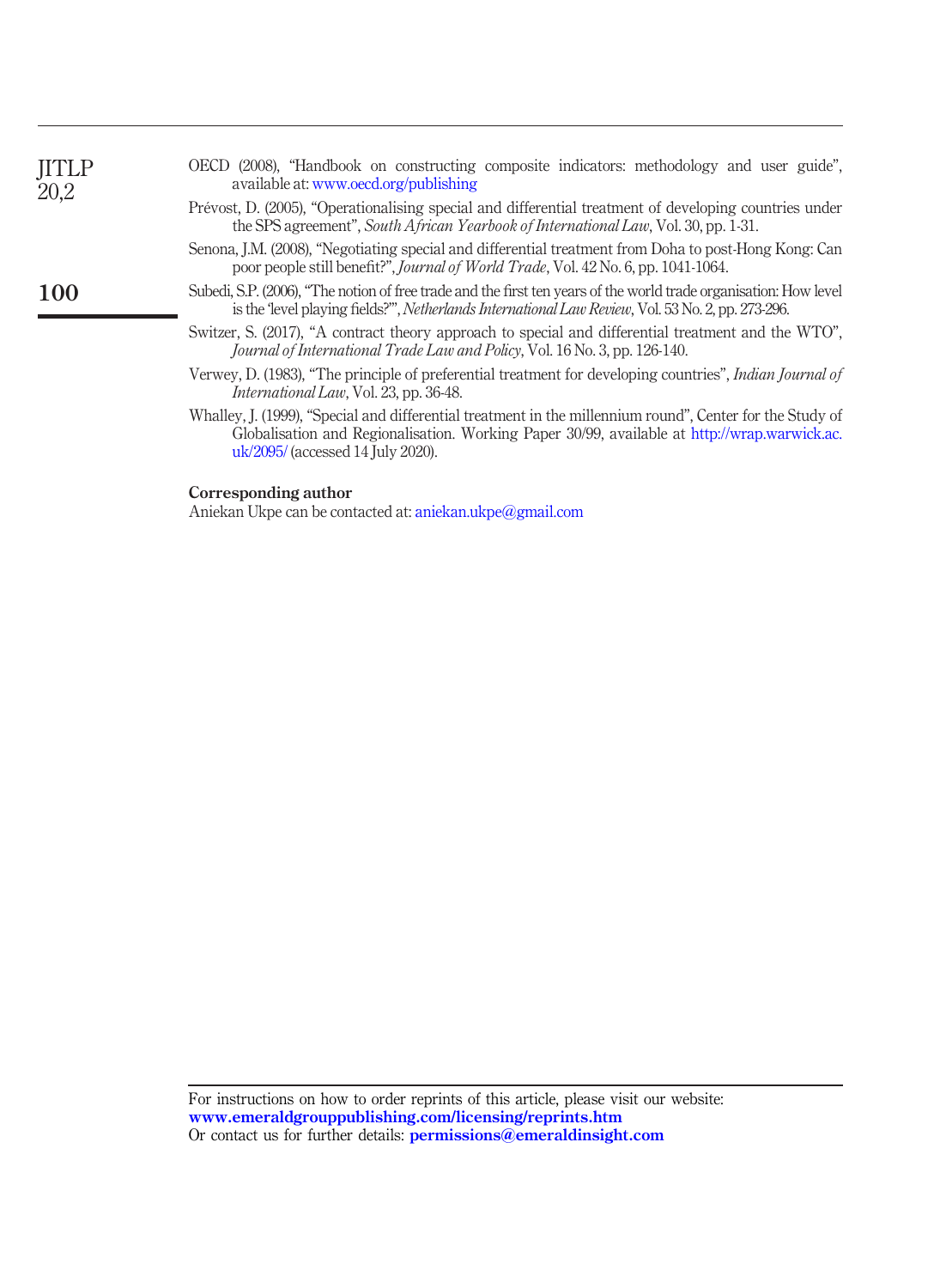OECD (2008), "Handbook on constructing composite indicators: methodology and user guide", available at: www.oecd.org/publishing

Prévost, D. (2005), "Operationalising special and differential treatment of developing countries under the SPS agreement", *South African Yearbook of International Law*, Vol. 30, pp. 1-31.

Senona, J.M. (2008), "Negotiating special and differential treatment from Doha to post-Hong Kong: Can poor people still benefit?", *Journal of World Trade*, Vol. 42 No. 6, pp. 1041-1064.

Subedi, S.P. (2006), "The notion of free trade and the first ten years of the world trade organisation: How level is the 'level playing fields?'", *Netherlands International Law Review*, Vol. 53 No. 2, pp. 273-296.

Switzer, S. (2017), "A contract theory approach to special and differential treatment and the WTO", *Journal of International Trade Law and Policy*, Vol. 16 No. 3, pp. 126-140.

Verwey, D. (1983), "The principle of preferential treatment for developing countries", *Indian Journal of International Law*, Vol. 23, pp. 36-48.

Whalley, J. (1999), "Special and differential treatment in the millennium round", Center for the Study of Globalisation and Regionalisation. Working Paper 30/99, available at http://wrap.warwick.ac.uk/2095/ (accessed 14 July 2020).

**Corresponding author**

Aniekan Ukpe can be contacted at: aniekan.ukpe@gmail.com

For instructions on how to order reprints of this article, please visit our website:
**www.emeraldgrouppublishing.com/licensing/reprints.htm**
Or contact us for further details: **permissions@emeraldinsight.com**